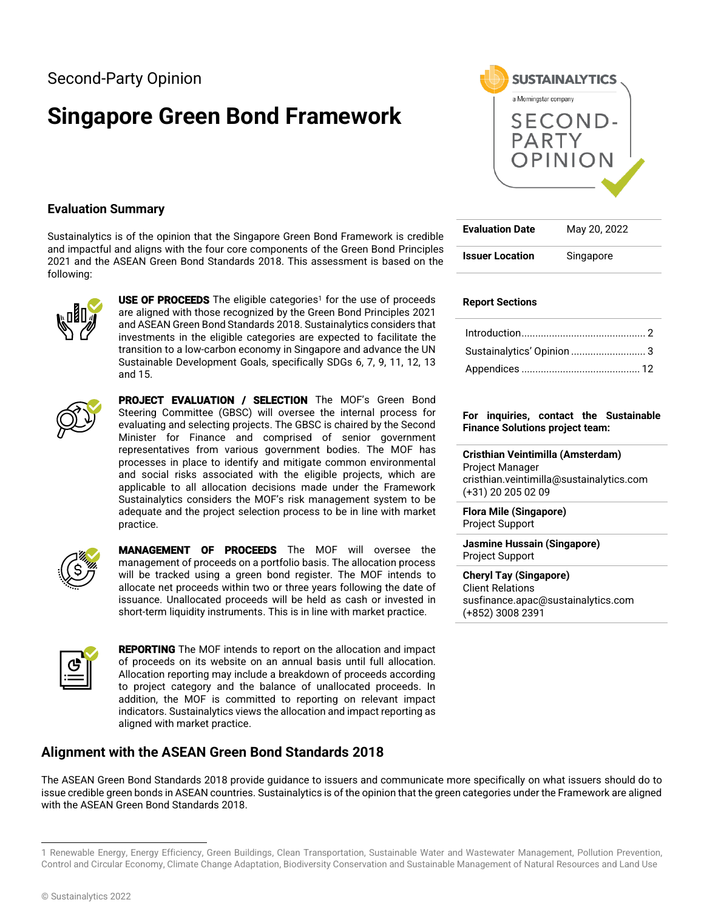Second-Party Opinion

# Singapore Green Bond Framework

SUSTAINALYTICS
a Morningstar company
SECOND-PARTY OPINION

## Evaluation Summary

Sustainalytics is of the opinion that the Singapore Green Bond Framework is credible and impactful and aligns with the four core components of the Green Bond Principles 2021 and the ASEAN Green Bond Standards 2018. This assessment is based on the following:

**USE OF PROCEEDS** The eligible categories[1] for the use of proceeds are aligned with those recognized by the Green Bond Principles 2021 and ASEAN Green Bond Standards 2018. Sustainalytics considers that investments in the eligible categories are expected to facilitate the transition to a low-carbon economy in Singapore and advance the UN Sustainable Development Goals, specifically SDGs 6, 7, 9, 11, 12, 13 and 15.

**PROJECT EVALUATION / SELECTION** The MOF's Green Bond Steering Committee (GBSC) will oversee the internal process for evaluating and selecting projects. The GBSC is chaired by the Second Minister for Finance and comprised of senior government representatives from various government bodies. The MOF has processes in place to identify and mitigate common environmental and social risks associated with the eligible projects, which are applicable to all allocation decisions made under the Framework Sustainalytics considers the MOF's risk management system to be adequate and the project selection process to be in line with market practice.

**MANAGEMENT OF PROCEEDS** The MOF will oversee the management of proceeds on a portfolio basis. The allocation process will be tracked using a green bond register. The MOF intends to allocate net proceeds within two or three years following the date of issuance. Unallocated proceeds will be held as cash or invested in short-term liquidity instruments. This is in line with market practice.

**REPORTING** The MOF intends to report on the allocation and impact of proceeds on its website on an annual basis until full allocation. Allocation reporting may include a breakdown of proceeds according to project category and the balance of unallocated proceeds. In addition, the MOF is committed to reporting on relevant impact indicators. Sustainalytics views the allocation and impact reporting as aligned with market practice.

| | |
|---|---|
| **Evaluation Date** | May 20, 2022 |
| **Issuer Location** | Singapore |

**Report Sections**

- Introduction ............................................. 2
- Sustainalytics' Opinion ........................... 3
- Appendices ........................................... 12

**For inquiries, contact the Sustainable Finance Solutions project team:**

**Cristhian Veintimilla (Amsterdam)**
Project Manager
cristhian.veintimilla@sustainalytics.com
(+31) 20 205 02 09

**Flora Mile (Singapore)**
Project Support

**Jasmine Hussain (Singapore)**
Project Support

**Cheryl Tay (Singapore)**
Client Relations
susfinance.apac@sustainalytics.com
(+852) 3008 2391

## Alignment with the ASEAN Green Bond Standards 2018

The ASEAN Green Bond Standards 2018 provide guidance to issuers and communicate more specifically on what issuers should do to issue credible green bonds in ASEAN countries. Sustainalytics is of the opinion that the green categories under the Framework are aligned with the ASEAN Green Bond Standards 2018.

---

1 Renewable Energy, Energy Efficiency, Green Buildings, Clean Transportation, Sustainable Water and Wastewater Management, Pollution Prevention, Control and Circular Economy, Climate Change Adaptation, Biodiversity Conservation and Sustainable Management of Natural Resources and Land Use

© Sustainalytics 2022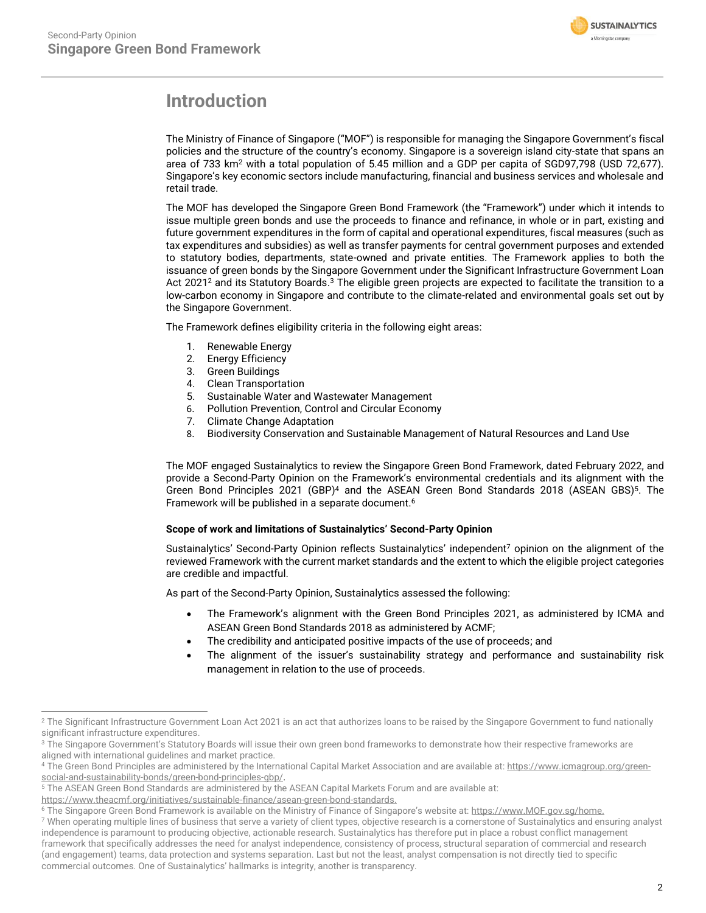# Introduction

The Ministry of Finance of Singapore ("MOF") is responsible for managing the Singapore Government's fiscal policies and the structure of the country's economy. Singapore is a sovereign island city-state that spans an area of 733 km$^2$ with a total population of 5.45 million and a GDP per capita of SGD97,798 (USD 72,677). Singapore's key economic sectors include manufacturing, financial and business services and wholesale and retail trade.

The MOF has developed the Singapore Green Bond Framework (the "Framework") under which it intends to issue multiple green bonds and use the proceeds to finance and refinance, in whole or in part, existing and future government expenditures in the form of capital and operational expenditures, fiscal measures (such as tax expenditures and subsidies) as well as transfer payments for central government purposes and extended to statutory bodies, departments, state-owned and private entities. The Framework applies to both the issuance of green bonds by the Singapore Government under the Significant Infrastructure Government Loan Act 2021[2] and its Statutory Boards.[3] The eligible green projects are expected to facilitate the transition to a low-carbon economy in Singapore and contribute to the climate-related and environmental goals set out by the Singapore Government.

The Framework defines eligibility criteria in the following eight areas:

1. Renewable Energy
2. Energy Efficiency
3. Green Buildings
4. Clean Transportation
5. Sustainable Water and Wastewater Management
6. Pollution Prevention, Control and Circular Economy
7. Climate Change Adaptation
8. Biodiversity Conservation and Sustainable Management of Natural Resources and Land Use

The MOF engaged Sustainalytics to review the Singapore Green Bond Framework, dated February 2022, and provide a Second-Party Opinion on the Framework's environmental credentials and its alignment with the Green Bond Principles 2021 (GBP)[4] and the ASEAN Green Bond Standards 2018 (ASEAN GBS)[5]. The Framework will be published in a separate document.[6]

**Scope of work and limitations of Sustainalytics' Second-Party Opinion**

Sustainalytics' Second-Party Opinion reflects Sustainalytics' independent[7] opinion on the alignment of the reviewed Framework with the current market standards and the extent to which the eligible project categories are credible and impactful.

As part of the Second-Party Opinion, Sustainalytics assessed the following:

- The Framework's alignment with the Green Bond Principles 2021, as administered by ICMA and ASEAN Green Bond Standards 2018 as administered by ACMF;
- The credibility and anticipated positive impacts of the use of proceeds; and
- The alignment of the issuer's sustainability strategy and performance and sustainability risk management in relation to the use of proceeds.

---

[2] The Significant Infrastructure Government Loan Act 2021 is an act that authorizes loans to be raised by the Singapore Government to fund nationally significant infrastructure expenditures.

[3] The Singapore Government's Statutory Boards will issue their own green bond frameworks to demonstrate how their respective frameworks are aligned with international guidelines and market practice.

[4] The Green Bond Principles are administered by the International Capital Market Association and are available at: https://www.icmagroup.org/green-social-and-sustainability-bonds/green-bond-principles-gbp/.

[5] The ASEAN Green Bond Standards are administered by the ASEAN Capital Markets Forum and are available at: https://www.theacmf.org/initiatives/sustainable-finance/asean-green-bond-standards.

[6] The Singapore Green Bond Framework is available on the Ministry of Finance of Singapore's website at: https://www.MOF.gov.sg/home.

[7] When operating multiple lines of business that serve a variety of client types, objective research is a cornerstone of Sustainalytics and ensuring analyst independence is paramount to producing objective, actionable research. Sustainalytics has therefore put in place a robust conflict management framework that specifically addresses the need for analyst independence, consistency of process, structural separation of commercial and research (and engagement) teams, data protection and systems separation. Last but not the least, analyst compensation is not directly tied to specific commercial outcomes. One of Sustainalytics' hallmarks is integrity, another is transparency.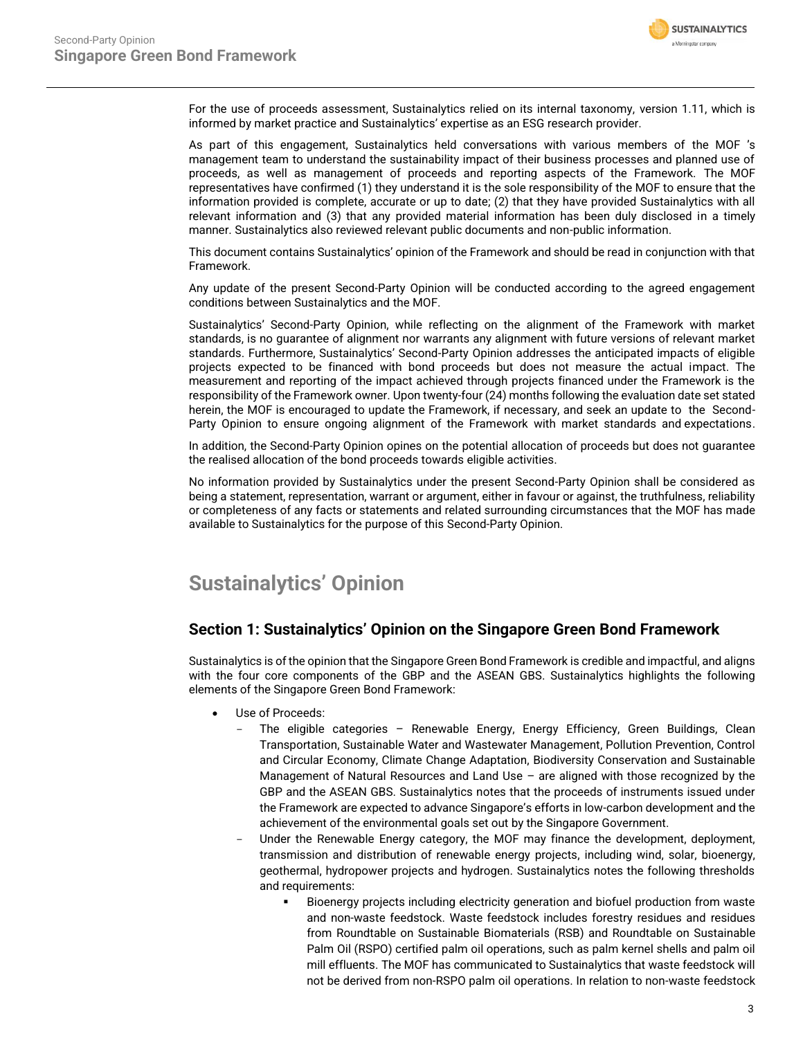For the use of proceeds assessment, Sustainalytics relied on its internal taxonomy, version 1.11, which is informed by market practice and Sustainalytics' expertise as an ESG research provider.

As part of this engagement, Sustainalytics held conversations with various members of the MOF 's management team to understand the sustainability impact of their business processes and planned use of proceeds, as well as management of proceeds and reporting aspects of the Framework. The MOF representatives have confirmed (1) they understand it is the sole responsibility of the MOF to ensure that the information provided is complete, accurate or up to date; (2) that they have provided Sustainalytics with all relevant information and (3) that any provided material information has been duly disclosed in a timely manner. Sustainalytics also reviewed relevant public documents and non-public information.

This document contains Sustainalytics' opinion of the Framework and should be read in conjunction with that Framework.

Any update of the present Second-Party Opinion will be conducted according to the agreed engagement conditions between Sustainalytics and the MOF.

Sustainalytics' Second-Party Opinion, while reflecting on the alignment of the Framework with market standards, is no guarantee of alignment nor warrants any alignment with future versions of relevant market standards. Furthermore, Sustainalytics' Second-Party Opinion addresses the anticipated impacts of eligible projects expected to be financed with bond proceeds but does not measure the actual impact. The measurement and reporting of the impact achieved through projects financed under the Framework is the responsibility of the Framework owner. Upon twenty-four (24) months following the evaluation date set stated herein, the MOF is encouraged to update the Framework, if necessary, and seek an update to the Second-Party Opinion to ensure ongoing alignment of the Framework with market standards and expectations.

In addition, the Second-Party Opinion opines on the potential allocation of proceeds but does not guarantee the realised allocation of the bond proceeds towards eligible activities.

No information provided by Sustainalytics under the present Second-Party Opinion shall be considered as being a statement, representation, warrant or argument, either in favour or against, the truthfulness, reliability or completeness of any facts or statements and related surrounding circumstances that the MOF has made available to Sustainalytics for the purpose of this Second-Party Opinion.

# Sustainalytics' Opinion

## Section 1: Sustainalytics' Opinion on the Singapore Green Bond Framework

Sustainalytics is of the opinion that the Singapore Green Bond Framework is credible and impactful, and aligns with the four core components of the GBP and the ASEAN GBS. Sustainalytics highlights the following elements of the Singapore Green Bond Framework:

- Use of Proceeds:
  - The eligible categories – Renewable Energy, Energy Efficiency, Green Buildings, Clean Transportation, Sustainable Water and Wastewater Management, Pollution Prevention, Control and Circular Economy, Climate Change Adaptation, Biodiversity Conservation and Sustainable Management of Natural Resources and Land Use – are aligned with those recognized by the GBP and the ASEAN GBS. Sustainalytics notes that the proceeds of instruments issued under the Framework are expected to advance Singapore's efforts in low-carbon development and the achievement of the environmental goals set out by the Singapore Government.
  - Under the Renewable Energy category, the MOF may finance the development, deployment, transmission and distribution of renewable energy projects, including wind, solar, bioenergy, geothermal, hydropower projects and hydrogen. Sustainalytics notes the following thresholds and requirements:
    - Bioenergy projects including electricity generation and biofuel production from waste and non-waste feedstock. Waste feedstock includes forestry residues and residues from Roundtable on Sustainable Biomaterials (RSB) and Roundtable on Sustainable Palm Oil (RSPO) certified palm oil operations, such as palm kernel shells and palm oil mill effluents. The MOF has communicated to Sustainalytics that waste feedstock will not be derived from non-RSPO palm oil operations. In relation to non-waste feedstock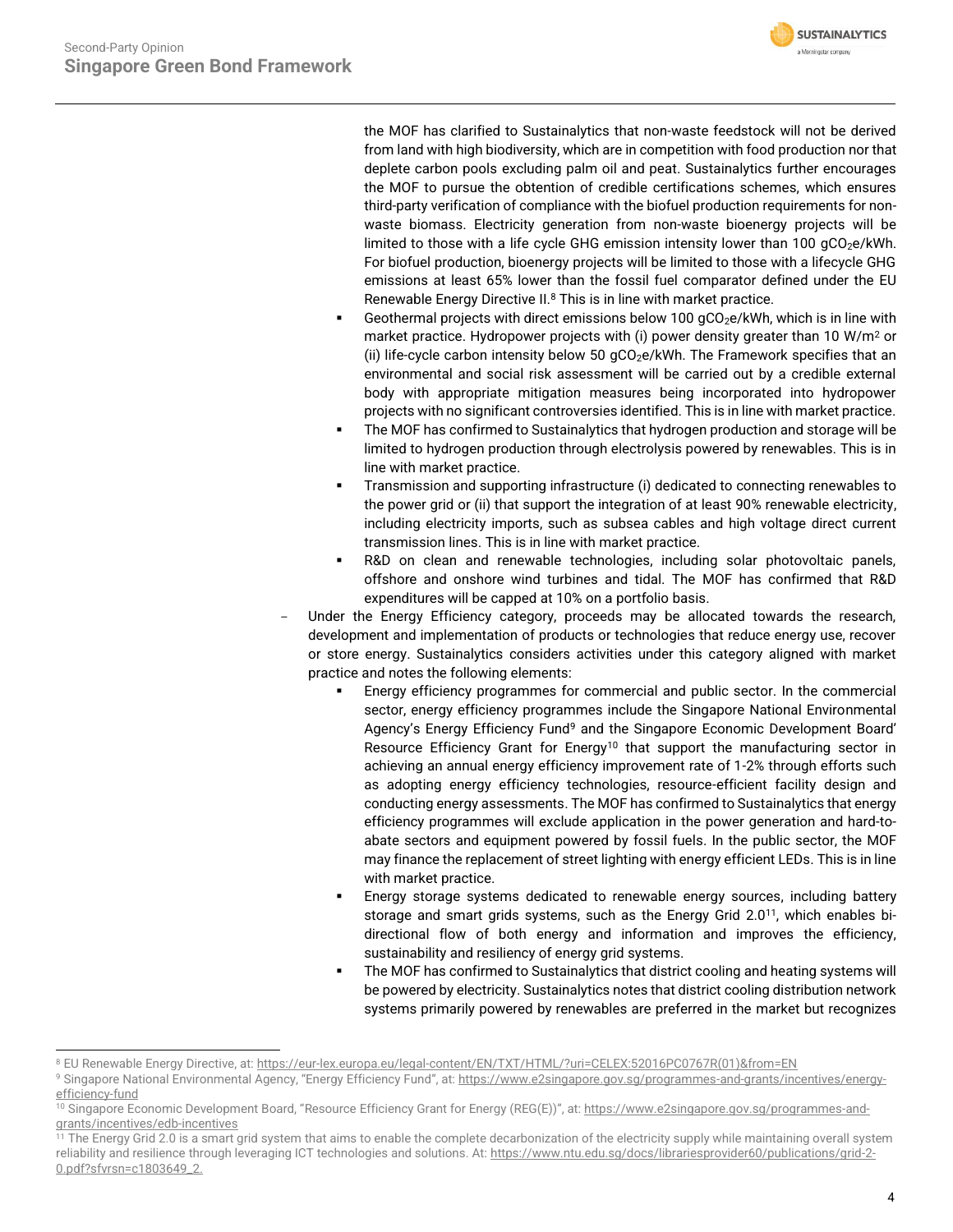the MOF has clarified to Sustainalytics that non-waste feedstock will not be derived from land with high biodiversity, which are in competition with food production nor that deplete carbon pools excluding palm oil and peat. Sustainalytics further encourages the MOF to pursue the obtention of credible certifications schemes, which ensures third-party verification of compliance with the biofuel production requirements for non-waste biomass. Electricity generation from non-waste bioenergy projects will be limited to those with a life cycle GHG emission intensity lower than 100 $gCO_2e/kWh$. For biofuel production, bioenergy projects will be limited to those with a lifecycle GHG emissions at least 65% lower than the fossil fuel comparator defined under the EU Renewable Energy Directive II.[8] This is in line with market practice.

    - Geothermal projects with direct emissions below 100 $gCO_2e/kWh$, which is in line with market practice. Hydropower projects with (i) power density greater than 10 $W/m^2$ or (ii) life-cycle carbon intensity below 50 $gCO_2e/kWh$. The Framework specifies that an environmental and social risk assessment will be carried out by a credible external body with appropriate mitigation measures being incorporated into hydropower projects with no significant controversies identified. This is in line with market practice.
    - The MOF has confirmed to Sustainalytics that hydrogen production and storage will be limited to hydrogen production through electrolysis powered by renewables. This is in line with market practice.
    - Transmission and supporting infrastructure (i) dedicated to connecting renewables to the power grid or (ii) that support the integration of at least 90% renewable electricity, including electricity imports, such as subsea cables and high voltage direct current transmission lines. This is in line with market practice.
    - R&D on clean and renewable technologies, including solar photovoltaic panels, offshore and onshore wind turbines and tidal. The MOF has confirmed that R&D expenditures will be capped at 10% on a portfolio basis.

- Under the Energy Efficiency category, proceeds may be allocated towards the research, development and implementation of products or technologies that reduce energy use, recover or store energy. Sustainalytics considers activities under this category aligned with market practice and notes the following elements:
    - Energy efficiency programmes for commercial and public sector. In the commercial sector, energy efficiency programmes include the Singapore National Environmental Agency's Energy Efficiency Fund[9] and the Singapore Economic Development Board' Resource Efficiency Grant for Energy[10] that support the manufacturing sector in achieving an annual energy efficiency improvement rate of 1-2% through efforts such as adopting energy efficiency technologies, resource-efficient facility design and conducting energy assessments. The MOF has confirmed to Sustainalytics that energy efficiency programmes will exclude application in the power generation and hard-to-abate sectors and equipment powered by fossil fuels. In the public sector, the MOF may finance the replacement of street lighting with energy efficient LEDs. This is in line with market practice.
    - Energy storage systems dedicated to renewable energy sources, including battery storage and smart grids systems, such as the Energy Grid 2.0[11], which enables bi-directional flow of both energy and information and improves the efficiency, sustainability and resiliency of energy grid systems.
    - The MOF has confirmed to Sustainalytics that district cooling and heating systems will be powered by electricity. Sustainalytics notes that district cooling distribution network systems primarily powered by renewables are preferred in the market but recognizes

---

[8] EU Renewable Energy Directive, at: https://eur-lex.europa.eu/legal-content/EN/TXT/HTML/?uri=CELEX:52016PC0767R(01)&from=EN

[9] Singapore National Environmental Agency, "Energy Efficiency Fund", at: https://www.e2singapore.gov.sg/programmes-and-grants/incentives/energy-efficiency-fund

[10] Singapore Economic Development Board, "Resource Efficiency Grant for Energy (REG(E))", at: https://www.e2singapore.gov.sg/programmes-and-grants/incentives/edb-incentives

[11] The Energy Grid 2.0 is a smart grid system that aims to enable the complete decarbonization of the electricity supply while maintaining overall system reliability and resilience through leveraging ICT technologies and solutions. At: https://www.ntu.edu.sg/docs/librariesprovider60/publications/grid-2-0.pdf?sfvrsn=c1803649_2.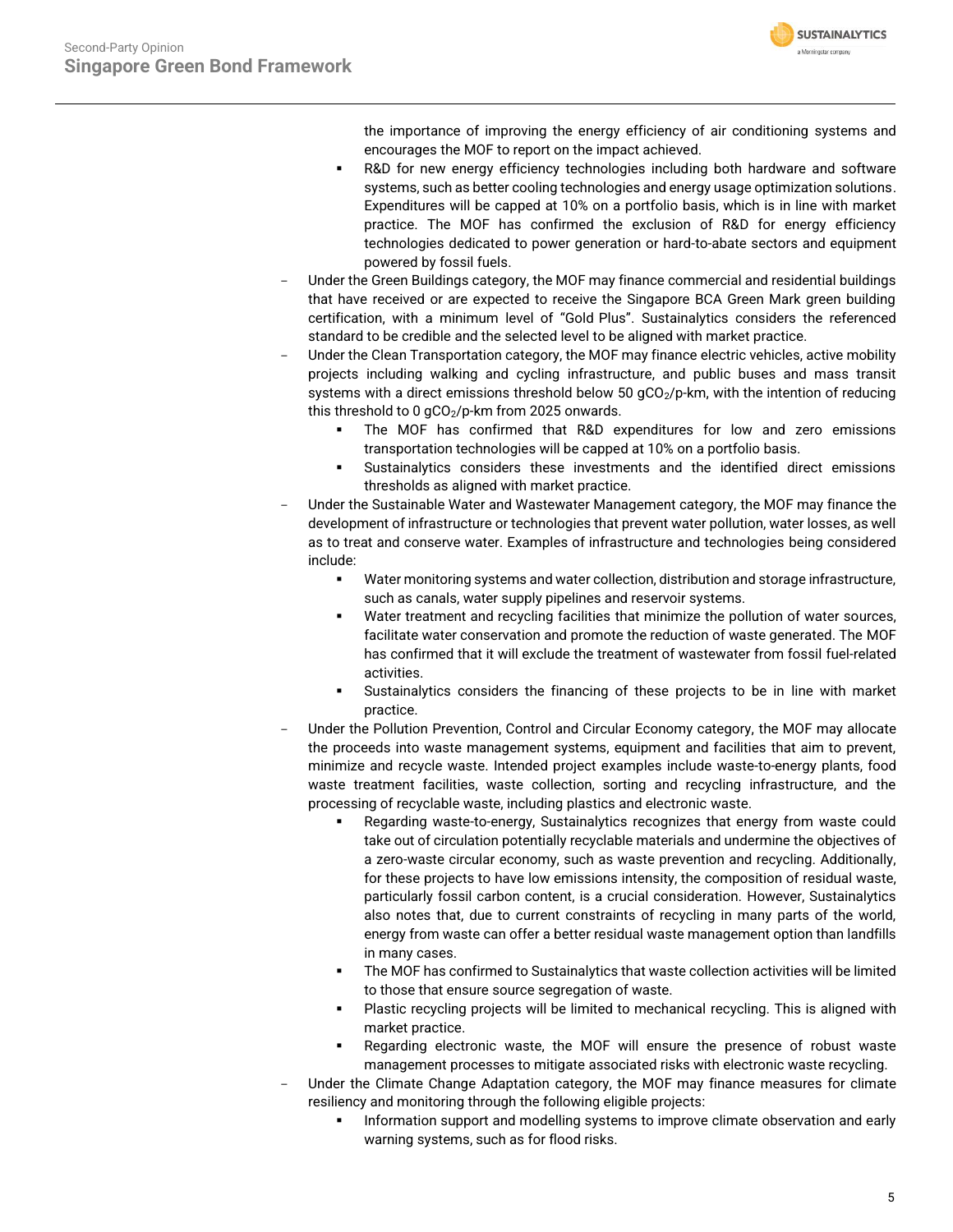the importance of improving the energy efficiency of air conditioning systems and encourages the MOF to report on the impact achieved.
    - R&D for new energy efficiency technologies including both hardware and software systems, such as better cooling technologies and energy usage optimization solutions. Expenditures will be capped at 10% on a portfolio basis, which is in line with market practice. The MOF has confirmed the exclusion of R&D for energy efficiency technologies dedicated to power generation or hard-to-abate sectors and equipment powered by fossil fuels.
- Under the Green Buildings category, the MOF may finance commercial and residential buildings that have received or are expected to receive the Singapore BCA Green Mark green building certification, with a minimum level of "Gold Plus". Sustainalytics considers the referenced standard to be credible and the selected level to be aligned with market practice.
- Under the Clean Transportation category, the MOF may finance electric vehicles, active mobility projects including walking and cycling infrastructure, and public buses and mass transit systems with a direct emissions threshold below 50 $gCO_2$/p-km, with the intention of reducing this threshold to 0 $gCO_2$/p-km from 2025 onwards.
    - The MOF has confirmed that R&D expenditures for low and zero emissions transportation technologies will be capped at 10% on a portfolio basis.
    - Sustainalytics considers these investments and the identified direct emissions thresholds as aligned with market practice.
- Under the Sustainable Water and Wastewater Management category, the MOF may finance the development of infrastructure or technologies that prevent water pollution, water losses, as well as to treat and conserve water. Examples of infrastructure and technologies being considered include:
    - Water monitoring systems and water collection, distribution and storage infrastructure, such as canals, water supply pipelines and reservoir systems.
    - Water treatment and recycling facilities that minimize the pollution of water sources, facilitate water conservation and promote the reduction of waste generated. The MOF has confirmed that it will exclude the treatment of wastewater from fossil fuel-related activities.
    - Sustainalytics considers the financing of these projects to be in line with market practice.
- Under the Pollution Prevention, Control and Circular Economy category, the MOF may allocate the proceeds into waste management systems, equipment and facilities that aim to prevent, minimize and recycle waste. Intended project examples include waste-to-energy plants, food waste treatment facilities, waste collection, sorting and recycling infrastructure, and the processing of recyclable waste, including plastics and electronic waste.
    - Regarding waste-to-energy, Sustainalytics recognizes that energy from waste could take out of circulation potentially recyclable materials and undermine the objectives of a zero-waste circular economy, such as waste prevention and recycling. Additionally, for these projects to have low emissions intensity, the composition of residual waste, particularly fossil carbon content, is a crucial consideration. However, Sustainalytics also notes that, due to current constraints of recycling in many parts of the world, energy from waste can offer a better residual waste management option than landfills in many cases.
    - The MOF has confirmed to Sustainalytics that waste collection activities will be limited to those that ensure source segregation of waste.
    - Plastic recycling projects will be limited to mechanical recycling. This is aligned with market practice.
    - Regarding electronic waste, the MOF will ensure the presence of robust waste management processes to mitigate associated risks with electronic waste recycling.
- Under the Climate Change Adaptation category, the MOF may finance measures for climate resiliency and monitoring through the following eligible projects:
    - Information support and modelling systems to improve climate observation and early warning systems, such as for flood risks.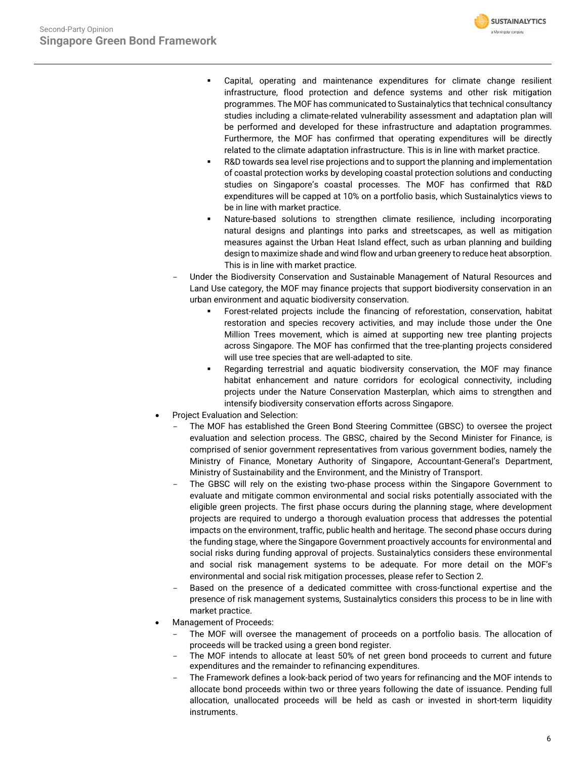- Capital, operating and maintenance expenditures for climate change resilient infrastructure, flood protection and defence systems and other risk mitigation programmes. The MOF has communicated to Sustainalytics that technical consultancy studies including a climate-related vulnerability assessment and adaptation plan will be performed and developed for these infrastructure and adaptation programmes. Furthermore, the MOF has confirmed that operating expenditures will be directly related to the climate adaptation infrastructure. This is in line with market practice.
    - R&D towards sea level rise projections and to support the planning and implementation of coastal protection works by developing coastal protection solutions and conducting studies on Singapore's coastal processes. The MOF has confirmed that R&D expenditures will be capped at 10% on a portfolio basis, which Sustainalytics views to be in line with market practice.
    - Nature-based solutions to strengthen climate resilience, including incorporating natural designs and plantings into parks and streetscapes, as well as mitigation measures against the Urban Heat Island effect, such as urban planning and building design to maximize shade and wind flow and urban greenery to reduce heat absorption. This is in line with market practice.
  - Under the Biodiversity Conservation and Sustainable Management of Natural Resources and Land Use category, the MOF may finance projects that support biodiversity conservation in an urban environment and aquatic biodiversity conservation.
    - Forest-related projects include the financing of reforestation, conservation, habitat restoration and species recovery activities, and may include those under the One Million Trees movement, which is aimed at supporting new tree planting projects across Singapore. The MOF has confirmed that the tree-planting projects considered will use tree species that are well-adapted to site.
    - Regarding terrestrial and aquatic biodiversity conservation, the MOF may finance habitat enhancement and nature corridors for ecological connectivity, including projects under the Nature Conservation Masterplan, which aims to strengthen and intensify biodiversity conservation efforts across Singapore.
- Project Evaluation and Selection:
  - The MOF has established the Green Bond Steering Committee (GBSC) to oversee the project evaluation and selection process. The GBSC, chaired by the Second Minister for Finance, is comprised of senior government representatives from various government bodies, namely the Ministry of Finance, Monetary Authority of Singapore, Accountant-General's Department, Ministry of Sustainability and the Environment, and the Ministry of Transport.
  - The GBSC will rely on the existing two-phase process within the Singapore Government to evaluate and mitigate common environmental and social risks potentially associated with the eligible green projects. The first phase occurs during the planning stage, where development projects are required to undergo a thorough evaluation process that addresses the potential impacts on the environment, traffic, public health and heritage. The second phase occurs during the funding stage, where the Singapore Government proactively accounts for environmental and social risks during funding approval of projects. Sustainalytics considers these environmental and social risk management systems to be adequate. For more detail on the MOF's environmental and social risk mitigation processes, please refer to Section 2.
  - Based on the presence of a dedicated committee with cross-functional expertise and the presence of risk management systems, Sustainalytics considers this process to be in line with market practice.
- Management of Proceeds:
  - The MOF will oversee the management of proceeds on a portfolio basis. The allocation of proceeds will be tracked using a green bond register.
  - The MOF intends to allocate at least 50% of net green bond proceeds to current and future expenditures and the remainder to refinancing expenditures.
  - The Framework defines a look-back period of two years for refinancing and the MOF intends to allocate bond proceeds within two or three years following the date of issuance. Pending full allocation, unallocated proceeds will be held as cash or invested in short-term liquidity instruments.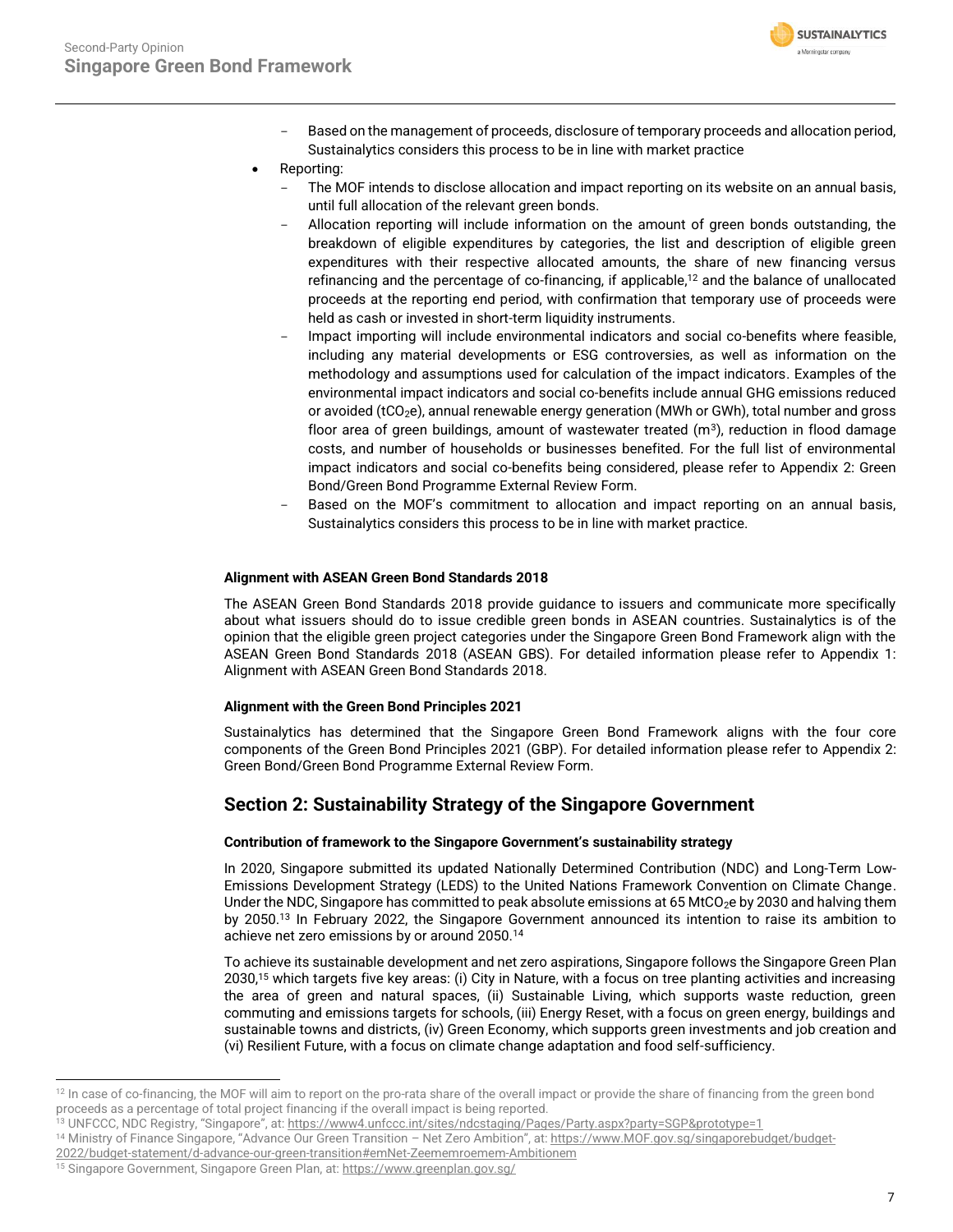- Based on the management of proceeds, disclosure of temporary proceeds and allocation period, Sustainalytics considers this process to be in line with market practice
- Reporting:
  - The MOF intends to disclose allocation and impact reporting on its website on an annual basis, until full allocation of the relevant green bonds.
  - Allocation reporting will include information on the amount of green bonds outstanding, the breakdown of eligible expenditures by categories, the list and description of eligible green expenditures with their respective allocated amounts, the share of new financing versus refinancing and the percentage of co-financing, if applicable,[12] and the balance of unallocated proceeds at the reporting end period, with confirmation that temporary use of proceeds were held as cash or invested in short-term liquidity instruments.
  - Impact importing will include environmental indicators and social co-benefits where feasible, including any material developments or ESG controversies, as well as information on the methodology and assumptions used for calculation of the impact indicators. Examples of the environmental impact indicators and social co-benefits include annual GHG emissions reduced or avoided ($tCO_2e$), annual renewable energy generation (MWh or GWh), total number and gross floor area of green buildings, amount of wastewater treated ($m^3$), reduction in flood damage costs, and number of households or businesses benefited. For the full list of environmental impact indicators and social co-benefits being considered, please refer to Appendix 2: Green Bond/Green Bond Programme External Review Form.
  - Based on the MOF's commitment to allocation and impact reporting on an annual basis, Sustainalytics considers this process to be in line with market practice.

**Alignment with ASEAN Green Bond Standards 2018**

The ASEAN Green Bond Standards 2018 provide guidance to issuers and communicate more specifically about what issuers should do to issue credible green bonds in ASEAN countries. Sustainalytics is of the opinion that the eligible green project categories under the Singapore Green Bond Framework align with the ASEAN Green Bond Standards 2018 (ASEAN GBS). For detailed information please refer to Appendix 1: Alignment with ASEAN Green Bond Standards 2018.

**Alignment with the Green Bond Principles 2021**

Sustainalytics has determined that the Singapore Green Bond Framework aligns with the four core components of the Green Bond Principles 2021 (GBP). For detailed information please refer to Appendix 2: Green Bond/Green Bond Programme External Review Form.

## Section 2: Sustainability Strategy of the Singapore Government

**Contribution of framework to the Singapore Government's sustainability strategy**

In 2020, Singapore submitted its updated Nationally Determined Contribution (NDC) and Long-Term Low-Emissions Development Strategy (LEDS) to the United Nations Framework Convention on Climate Change. Under the NDC, Singapore has committed to peak absolute emissions at 65 $MtCO_2e$ by 2030 and halving them by 2050.[13] In February 2022, the Singapore Government announced its intention to raise its ambition to achieve net zero emissions by or around 2050.[14]

To achieve its sustainable development and net zero aspirations, Singapore follows the Singapore Green Plan 2030,[15] which targets five key areas: (i) City in Nature, with a focus on tree planting activities and increasing the area of green and natural spaces, (ii) Sustainable Living, which supports waste reduction, green commuting and emissions targets for schools, (iii) Energy Reset, with a focus on green energy, buildings and sustainable towns and districts, (iv) Green Economy, which supports green investments and job creation and (vi) Resilient Future, with a focus on climate change adaptation and food self-sufficiency.

---

[12] In case of co-financing, the MOF will aim to report on the pro-rata share of the overall impact or provide the share of financing from the green bond proceeds as a percentage of total project financing if the overall impact is being reported.

[13] UNFCCC, NDC Registry, "Singapore", at: https://www4.unfccc.int/sites/ndcstaging/Pages/Party.aspx?party=SGP&prototype=1

[14] Ministry of Finance Singapore, "Advance Our Green Transition – Net Zero Ambition", at: https://www.MOF.gov.sg/singaporebudget/budget-2022/budget-statement/d-advance-our-green-transition#emNet-Zeememroemem-Ambitionem

[15] Singapore Government, Singapore Green Plan, at: https://www.greenplan.gov.sg/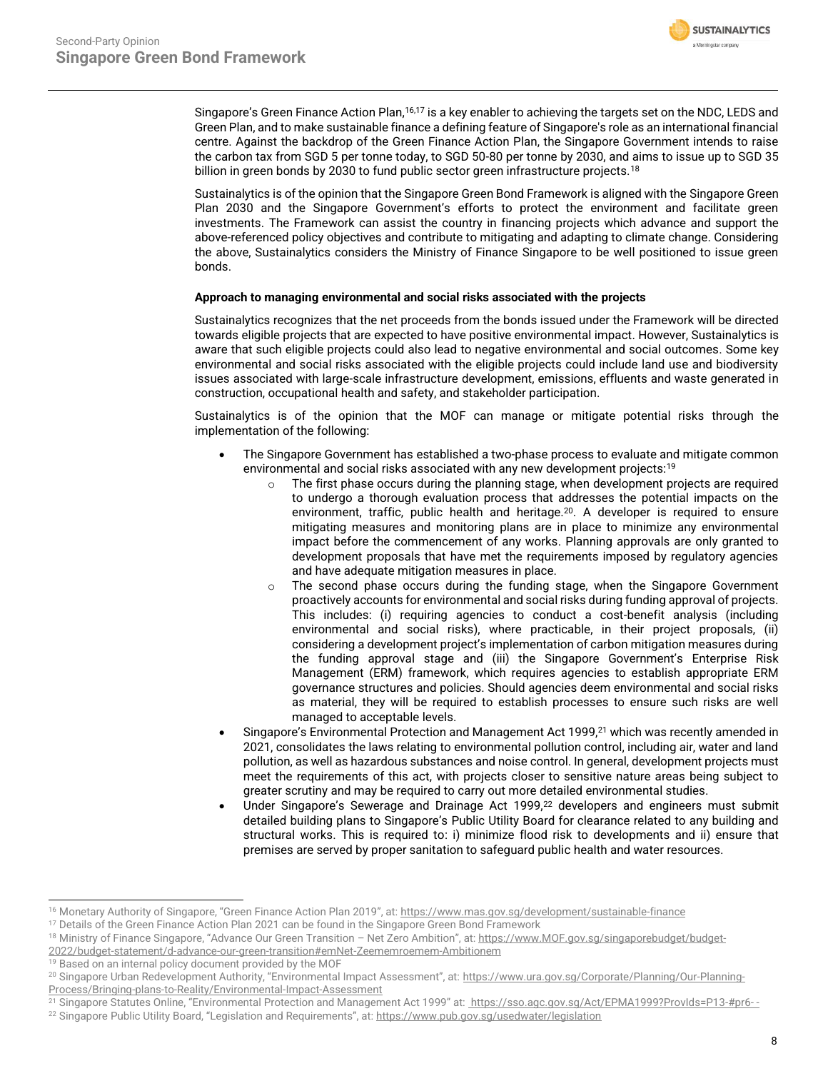Singapore's Green Finance Action Plan,[16,17] is a key enabler to achieving the targets set on the NDC, LEDS and Green Plan, and to make sustainable finance a defining feature of Singapore's role as an international financial centre. Against the backdrop of the Green Finance Action Plan, the Singapore Government intends to raise the carbon tax from SGD 5 per tonne today, to SGD 50-80 per tonne by 2030, and aims to issue up to SGD 35 billion in green bonds by 2030 to fund public sector green infrastructure projects.[18]

Sustainalytics is of the opinion that the Singapore Green Bond Framework is aligned with the Singapore Green Plan 2030 and the Singapore Government's efforts to protect the environment and facilitate green investments. The Framework can assist the country in financing projects which advance and support the above-referenced policy objectives and contribute to mitigating and adapting to climate change. Considering the above, Sustainalytics considers the Ministry of Finance Singapore to be well positioned to issue green bonds.

**Approach to managing environmental and social risks associated with the projects**

Sustainalytics recognizes that the net proceeds from the bonds issued under the Framework will be directed towards eligible projects that are expected to have positive environmental impact. However, Sustainalytics is aware that such eligible projects could also lead to negative environmental and social outcomes. Some key environmental and social risks associated with the eligible projects could include land use and biodiversity issues associated with large-scale infrastructure development, emissions, effluents and waste generated in construction, occupational health and safety, and stakeholder participation.

Sustainalytics is of the opinion that the MOF can manage or mitigate potential risks through the implementation of the following:

- The Singapore Government has established a two-phase process to evaluate and mitigate common environmental and social risks associated with any new development projects:[19]
  - The first phase occurs during the planning stage, when development projects are required to undergo a thorough evaluation process that addresses the potential impacts on the environment, traffic, public health and heritage.[20]. A developer is required to ensure mitigating measures and monitoring plans are in place to minimize any environmental impact before the commencement of any works. Planning approvals are only granted to development proposals that have met the requirements imposed by regulatory agencies and have adequate mitigation measures in place.
  - The second phase occurs during the funding stage, when the Singapore Government proactively accounts for environmental and social risks during funding approval of projects. This includes: (i) requiring agencies to conduct a cost-benefit analysis (including environmental and social risks), where practicable, in their project proposals, (ii) considering a development project's implementation of carbon mitigation measures during the funding approval stage and (iii) the Singapore Government's Enterprise Risk Management (ERM) framework, which requires agencies to establish appropriate ERM governance structures and policies. Should agencies deem environmental and social risks as material, they will be required to establish processes to ensure such risks are well managed to acceptable levels.
- Singapore's Environmental Protection and Management Act 1999,[21] which was recently amended in 2021, consolidates the laws relating to environmental pollution control, including air, water and land pollution, as well as hazardous substances and noise control. In general, development projects must meet the requirements of this act, with projects closer to sensitive nature areas being subject to greater scrutiny and may be required to carry out more detailed environmental studies.
- Under Singapore's Sewerage and Drainage Act 1999,[22] developers and engineers must submit detailed building plans to Singapore's Public Utility Board for clearance related to any building and structural works. This is required to: i) minimize flood risk to developments and ii) ensure that premises are served by proper sanitation to safeguard public health and water resources.

---

[16] Monetary Authority of Singapore, "Green Finance Action Plan 2019", at: https://www.mas.gov.sg/development/sustainable-finance

[17] Details of the Green Finance Action Plan 2021 can be found in the Singapore Green Bond Framework

[18] Ministry of Finance Singapore, "Advance Our Green Transition – Net Zero Ambition", at: https://www.MOF.gov.sg/singaporebudget/budget-2022/budget-statement/d-advance-our-green-transition#emNet-Zeememroemem-Ambitionem

[19] Based on an internal policy document provided by the MOF

[20] Singapore Urban Redevelopment Authority, "Environmental Impact Assessment", at: https://www.ura.gov.sg/Corporate/Planning/Our-Planning-Process/Bringing-plans-to-Reality/Environmental-Impact-Assessment

[21] Singapore Statutes Online, "Environmental Protection and Management Act 1999" at: https://sso.agc.gov.sg/Act/EPMA1999?ProvIds=P13-#pr6- -

[22] Singapore Public Utility Board, "Legislation and Requirements", at: https://www.pub.gov.sg/usedwater/legislation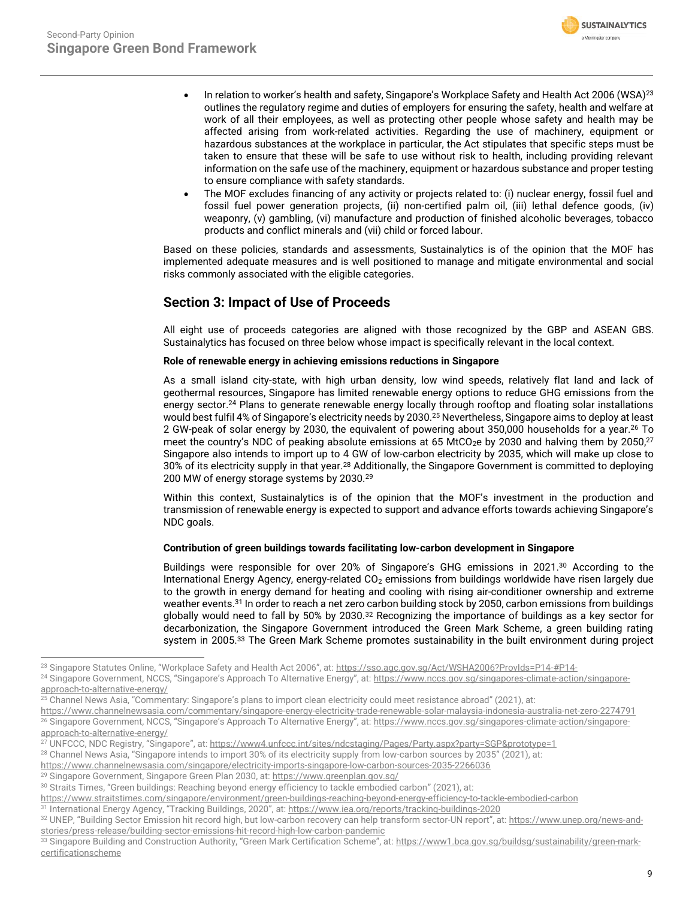- In relation to worker's health and safety, Singapore's Workplace Safety and Health Act 2006 (WSA)[23] outlines the regulatory regime and duties of employers for ensuring the safety, health and welfare at work of all their employees, as well as protecting other people whose safety and health may be affected arising from work-related activities. Regarding the use of machinery, equipment or hazardous substances at the workplace in particular, the Act stipulates that specific steps must be taken to ensure that these will be safe to use without risk to health, including providing relevant information on the safe use of the machinery, equipment or hazardous substance and proper testing to ensure compliance with safety standards.
- The MOF excludes financing of any activity or projects related to: (i) nuclear energy, fossil fuel and fossil fuel power generation projects, (ii) non-certified palm oil, (iii) lethal defence goods, (iv) weaponry, (v) gambling, (vi) manufacture and production of finished alcoholic beverages, tobacco products and conflict minerals and (vii) child or forced labour.

Based on these policies, standards and assessments, Sustainalytics is of the opinion that the MOF has implemented adequate measures and is well positioned to manage and mitigate environmental and social risks commonly associated with the eligible categories.

## Section 3: Impact of Use of Proceeds

All eight use of proceeds categories are aligned with those recognized by the GBP and ASEAN GBS. Sustainalytics has focused on three below whose impact is specifically relevant in the local context.

**Role of renewable energy in achieving emissions reductions in Singapore**

As a small island city-state, with high urban density, low wind speeds, relatively flat land and lack of geothermal resources, Singapore has limited renewable energy options to reduce GHG emissions from the energy sector.[24] Plans to generate renewable energy locally through rooftop and floating solar installations would best fulfil 4% of Singapore's electricity needs by 2030.[25] Nevertheless, Singapore aims to deploy at least 2 GW-peak of solar energy by 2030, the equivalent of powering about 350,000 households for a year.[26] To meet the country's NDC of peaking absolute emissions at 65 $MtCO_2e$ by 2030 and halving them by 2050,[27] Singapore also intends to import up to 4 GW of low-carbon electricity by 2035, which will make up close to 30% of its electricity supply in that year.[28] Additionally, the Singapore Government is committed to deploying 200 MW of energy storage systems by 2030.[29]

Within this context, Sustainalytics is of the opinion that the MOF's investment in the production and transmission of renewable energy is expected to support and advance efforts towards achieving Singapore's NDC goals.

**Contribution of green buildings towards facilitating low-carbon development in Singapore**

Buildings were responsible for over 20% of Singapore's GHG emissions in 2021.[30] According to the International Energy Agency, energy-related $CO_2$ emissions from buildings worldwide have risen largely due to the growth in energy demand for heating and cooling with rising air-conditioner ownership and extreme weather events.[31] In order to reach a net zero carbon building stock by 2050, carbon emissions from buildings globally would need to fall by 50% by 2030.[32] Recognizing the importance of buildings as a key sector for decarbonization, the Singapore Government introduced the Green Mark Scheme, a green building rating system in 2005.[33] The Green Mark Scheme promotes sustainability in the built environment during project

---

[23] Singapore Statutes Online, "Workplace Safety and Health Act 2006", at: https://sso.agc.gov.sg/Act/WSHA2006?ProvIds=P14-#P14-

[24] Singapore Government, NCCS, "Singapore's Approach To Alternative Energy", at: https://www.nccs.gov.sg/singapores-climate-action/singapore-approach-to-alternative-energy/

[25] Channel News Asia, "Commentary: Singapore's plans to import clean electricity could meet resistance abroad" (2021), at: https://www.channelnewsasia.com/commentary/singapore-energy-electricity-trade-renewable-solar-malaysia-indonesia-australia-net-zero-2274791

[26] Singapore Government, NCCS, "Singapore's Approach To Alternative Energy", at: https://www.nccs.gov.sg/singapores-climate-action/singapore-approach-to-alternative-energy/

[27] UNFCCC, NDC Registry, "Singapore", at: https://www4.unfccc.int/sites/ndcstaging/Pages/Party.aspx?party=SGP&prototype=1

[28] Channel News Asia, "Singapore intends to import 30% of its electricity supply from low-carbon sources by 2035" (2021), at: https://www.channelnewsasia.com/singapore/electricity-imports-singapore-low-carbon-sources-2035-2266036

[29] Singapore Government, Singapore Green Plan 2030, at: https://www.greenplan.gov.sg/

[30] Straits Times, "Green buildings: Reaching beyond energy efficiency to tackle embodied carbon" (2021), at: https://www.straitstimes.com/singapore/environment/green-buildings-reaching-beyond-energy-efficiency-to-tackle-embodied-carbon

[31] International Energy Agency, "Tracking Buildings, 2020", at: https://www.iea.org/reports/tracking-buildings-2020

[32] UNEP, "Building Sector Emission hit record high, but low-carbon recovery can help transform sector-UN report", at: https://www.unep.org/news-and-stories/press-release/building-sector-emissions-hit-record-high-low-carbon-pandemic

[33] Singapore Building and Construction Authority, "Green Mark Certification Scheme", at: https://www1.bca.gov.sg/buildsg/sustainability/green-mark-certificationscheme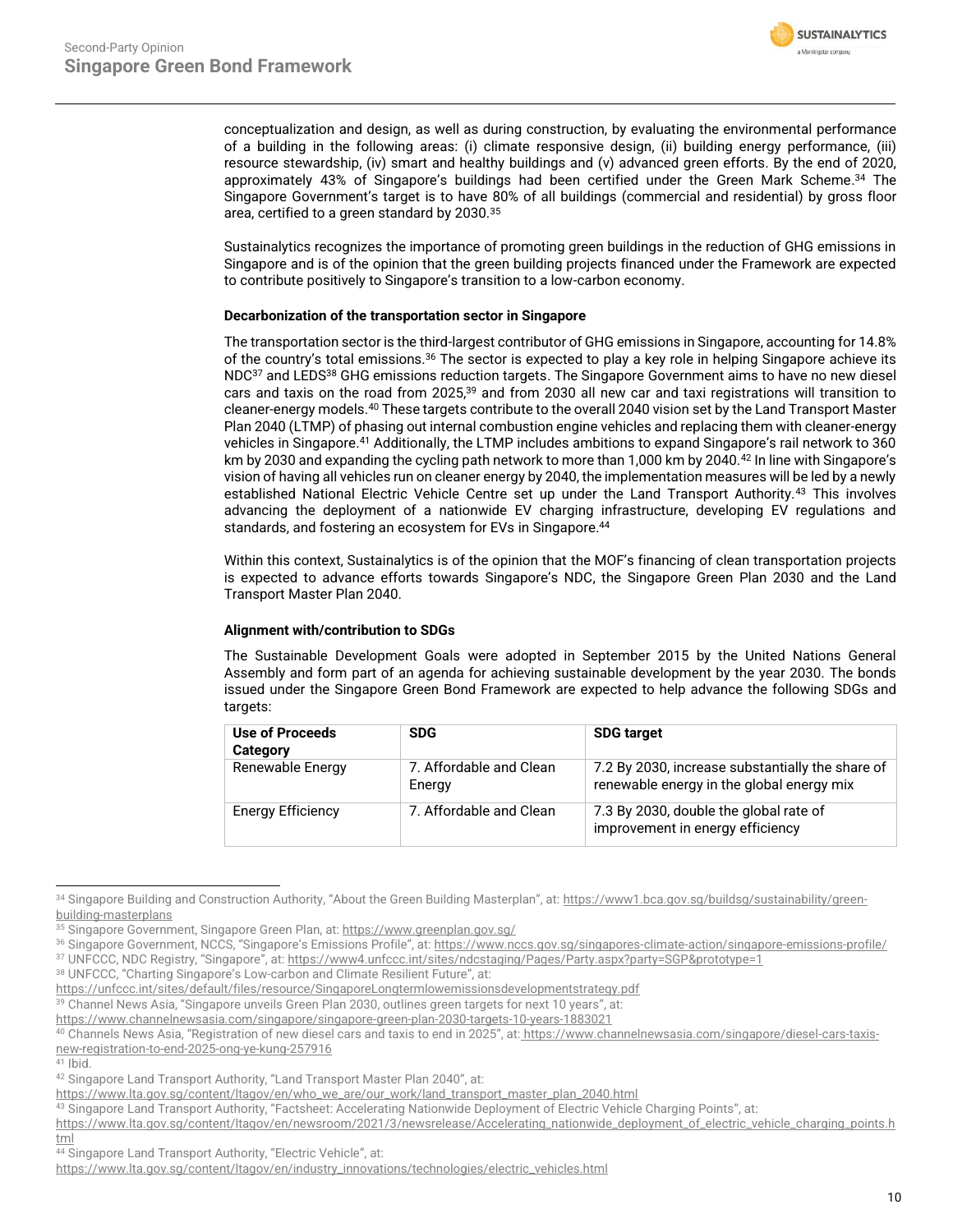conceptualization and design, as well as during construction, by evaluating the environmental performance of a building in the following areas: (i) climate responsive design, (ii) building energy performance, (iii) resource stewardship, (iv) smart and healthy buildings and (v) advanced green efforts. By the end of 2020, approximately 43% of Singapore's buildings had been certified under the Green Mark Scheme.[34] The Singapore Government's target is to have 80% of all buildings (commercial and residential) by gross floor area, certified to a green standard by 2030.[35]

Sustainalytics recognizes the importance of promoting green buildings in the reduction of GHG emissions in Singapore and is of the opinion that the green building projects financed under the Framework are expected to contribute positively to Singapore's transition to a low-carbon economy.

**Decarbonization of the transportation sector in Singapore**

The transportation sector is the third-largest contributor of GHG emissions in Singapore, accounting for 14.8% of the country's total emissions.[36] The sector is expected to play a key role in helping Singapore achieve its NDC[37] and LEDS[38] GHG emissions reduction targets. The Singapore Government aims to have no new diesel cars and taxis on the road from 2025,[39] and from 2030 all new car and taxi registrations will transition to cleaner-energy models.[40] These targets contribute to the overall 2040 vision set by the Land Transport Master Plan 2040 (LTMP) of phasing out internal combustion engine vehicles and replacing them with cleaner-energy vehicles in Singapore.[41] Additionally, the LTMP includes ambitions to expand Singapore's rail network to 360 km by 2030 and expanding the cycling path network to more than 1,000 km by 2040.[42] In line with Singapore's vision of having all vehicles run on cleaner energy by 2040, the implementation measures will be led by a newly established National Electric Vehicle Centre set up under the Land Transport Authority.[43] This involves advancing the deployment of a nationwide EV charging infrastructure, developing EV regulations and standards, and fostering an ecosystem for EVs in Singapore.[44]

Within this context, Sustainalytics is of the opinion that the MOF's financing of clean transportation projects is expected to advance efforts towards Singapore's NDC, the Singapore Green Plan 2030 and the Land Transport Master Plan 2040.

**Alignment with/contribution to SDGs**

The Sustainable Development Goals were adopted in September 2015 by the United Nations General Assembly and form part of an agenda for achieving sustainable development by the year 2030. The bonds issued under the Singapore Green Bond Framework are expected to help advance the following SDGs and targets:

| Use of Proceeds Category | SDG | SDG target |
|---|---|---|
| Renewable Energy | 7. Affordable and Clean Energy | 7.2 By 2030, increase substantially the share of renewable energy in the global energy mix |
| Energy Efficiency | 7. Affordable and Clean | 7.3 By 2030, double the global rate of improvement in energy efficiency |

[34] Singapore Building and Construction Authority, "About the Green Building Masterplan", at: https://www1.bca.gov.sg/buildsg/sustainability/green-building-masterplans
[35] Singapore Government, Singapore Green Plan, at: https://www.greenplan.gov.sg/
[36] Singapore Government, NCCS, "Singapore's Emissions Profile", at: https://www.nccs.gov.sg/singapores-climate-action/singapore-emissions-profile/
[37] UNFCCC, NDC Registry, "Singapore", at: https://www4.unfccc.int/sites/ndcstaging/Pages/Party.aspx?party=SGP&prototype=1
[38] UNFCCC, "Charting Singapore's Low-carbon and Climate Resilient Future", at: https://unfccc.int/sites/default/files/resource/SingaporeLongtermlowemissionsdevelopmentstrategy.pdf
[39] Channel News Asia, "Singapore unveils Green Plan 2030, outlines green targets for next 10 years", at: https://www.channelnewsasia.com/singapore/singapore-green-plan-2030-targets-10-years-1883021
[40] Channels News Asia, "Registration of new diesel cars and taxis to end in 2025", at: https://www.channelnewsasia.com/singapore/diesel-cars-taxis-new-registration-to-end-2025-ong-ye-kung-257916
[41] Ibid.
[42] Singapore Land Transport Authority, "Land Transport Master Plan 2040", at: https://www.lta.gov.sg/content/ltagov/en/who_we_are/our_work/land_transport_master_plan_2040.html
[43] Singapore Land Transport Authority, "Factsheet: Accelerating Nationwide Deployment of Electric Vehicle Charging Points", at: https://www.lta.gov.sg/content/ltagov/en/newsroom/2021/3/newsrelease/Accelerating_nationwide_deployment_of_electric_vehicle_charging_points.html
[44] Singapore Land Transport Authority, "Electric Vehicle", at: https://www.lta.gov.sg/content/ltagov/en/industry_innovations/technologies/electric_vehicles.html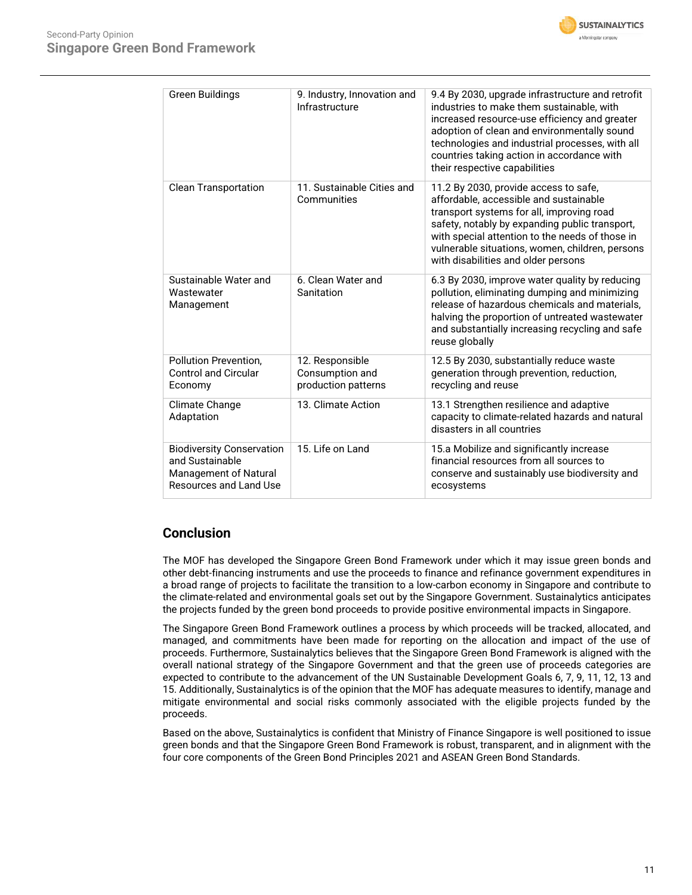| Green Buildings | 9. Industry, Innovation and Infrastructure | 9.4 By 2030, upgrade infrastructure and retrofit industries to make them sustainable, with increased resource-use efficiency and greater adoption of clean and environmentally sound technologies and industrial processes, with all countries taking action in accordance with their respective capabilities |
|---|---|---|
| Clean Transportation | 11. Sustainable Cities and Communities | 11.2 By 2030, provide access to safe, affordable, accessible and sustainable transport systems for all, improving road safety, notably by expanding public transport, with special attention to the needs of those in vulnerable situations, women, children, persons with disabilities and older persons |
| Sustainable Water and Wastewater Management | 6. Clean Water and Sanitation | 6.3 By 2030, improve water quality by reducing pollution, eliminating dumping and minimizing release of hazardous chemicals and materials, halving the proportion of untreated wastewater and substantially increasing recycling and safe reuse globally |
| Pollution Prevention, Control and Circular Economy | 12. Responsible Consumption and production patterns | 12.5 By 2030, substantially reduce waste generation through prevention, reduction, recycling and reuse |
| Climate Change Adaptation | 13. Climate Action | 13.1 Strengthen resilience and adaptive capacity to climate-related hazards and natural disasters in all countries |
| Biodiversity Conservation and Sustainable Management of Natural Resources and Land Use | 15. Life on Land | 15.a Mobilize and significantly increase financial resources from all sources to conserve and sustainably use biodiversity and ecosystems |

## Conclusion

The MOF has developed the Singapore Green Bond Framework under which it may issue green bonds and other debt-financing instruments and use the proceeds to finance and refinance government expenditures in a broad range of projects to facilitate the transition to a low-carbon economy in Singapore and contribute to the climate-related and environmental goals set out by the Singapore Government. Sustainalytics anticipates the projects funded by the green bond proceeds to provide positive environmental impacts in Singapore.

The Singapore Green Bond Framework outlines a process by which proceeds will be tracked, allocated, and managed, and commitments have been made for reporting on the allocation and impact of the use of proceeds. Furthermore, Sustainalytics believes that the Singapore Green Bond Framework is aligned with the overall national strategy of the Singapore Government and that the green use of proceeds categories are expected to contribute to the advancement of the UN Sustainable Development Goals 6, 7, 9, 11, 12, 13 and 15. Additionally, Sustainalytics is of the opinion that the MOF has adequate measures to identify, manage and mitigate environmental and social risks commonly associated with the eligible projects funded by the proceeds.

Based on the above, Sustainalytics is confident that Ministry of Finance Singapore is well positioned to issue green bonds and that the Singapore Green Bond Framework is robust, transparent, and in alignment with the four core components of the Green Bond Principles 2021 and ASEAN Green Bond Standards.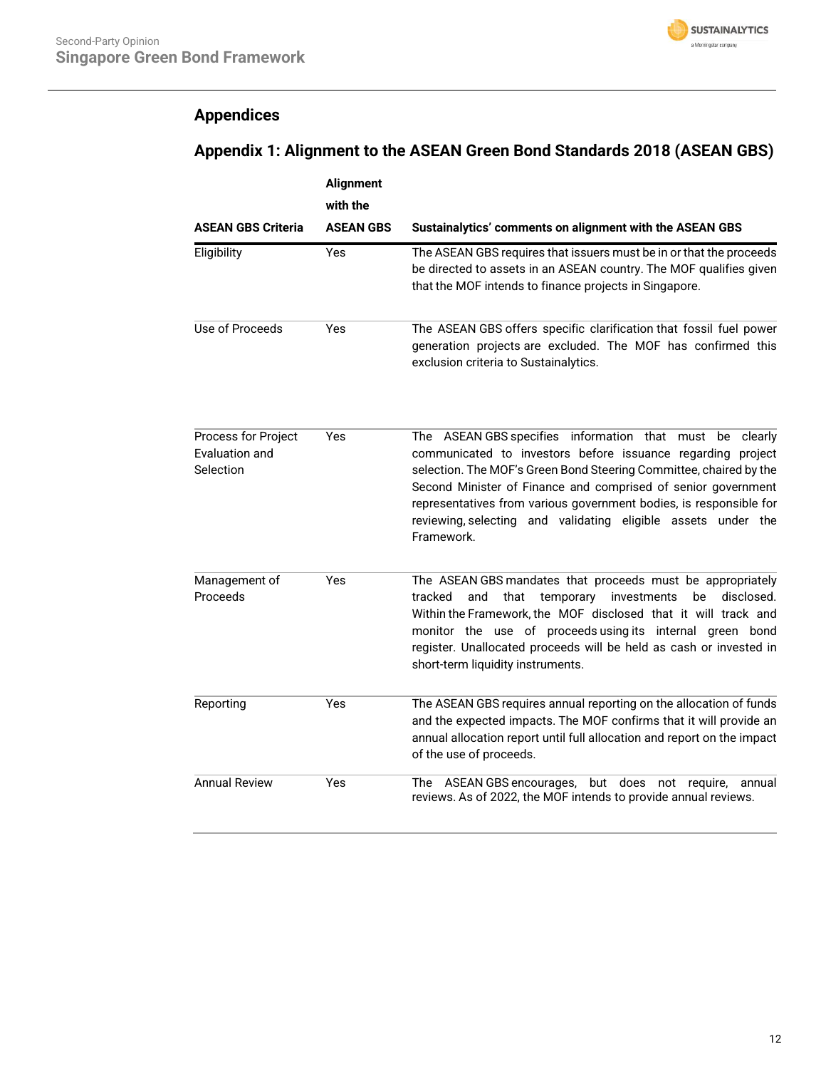# Appendices

## Appendix 1: Alignment to the ASEAN Green Bond Standards 2018 (ASEAN GBS)

| ASEAN GBS Criteria | Alignment with the ASEAN GBS | Sustainalytics' comments on alignment with the ASEAN GBS |
|---|---|---|
| Eligibility | Yes | The ASEAN GBS requires that issuers must be in or that the proceeds be directed to assets in an ASEAN country. The MOF qualifies given that the MOF intends to finance projects in Singapore. |
| Use of Proceeds | Yes | The ASEAN GBS offers specific clarification that fossil fuel power generation projects are excluded. The MOF has confirmed this exclusion criteria to Sustainalytics. |
| Process for Project Evaluation and Selection | Yes | The ASEAN GBS specifies information that must be clearly communicated to investors before issuance regarding project selection. The MOF's Green Bond Steering Committee, chaired by the Second Minister of Finance and comprised of senior government representatives from various government bodies, is responsible for reviewing, selecting and validating eligible assets under the Framework. |
| Management of Proceeds | Yes | The ASEAN GBS mandates that proceeds must be appropriately tracked and that temporary investments be disclosed. Within the Framework, the MOF disclosed that it will track and monitor the use of proceeds using its internal green bond register. Unallocated proceeds will be held as cash or invested in short-term liquidity instruments. |
| Reporting | Yes | The ASEAN GBS requires annual reporting on the allocation of funds and the expected impacts. The MOF confirms that it will provide an annual allocation report until full allocation and report on the impact of the use of proceeds. |
| Annual Review | Yes | The ASEAN GBS encourages, but does not require, annual reviews. As of 2022, the MOF intends to provide annual reviews. |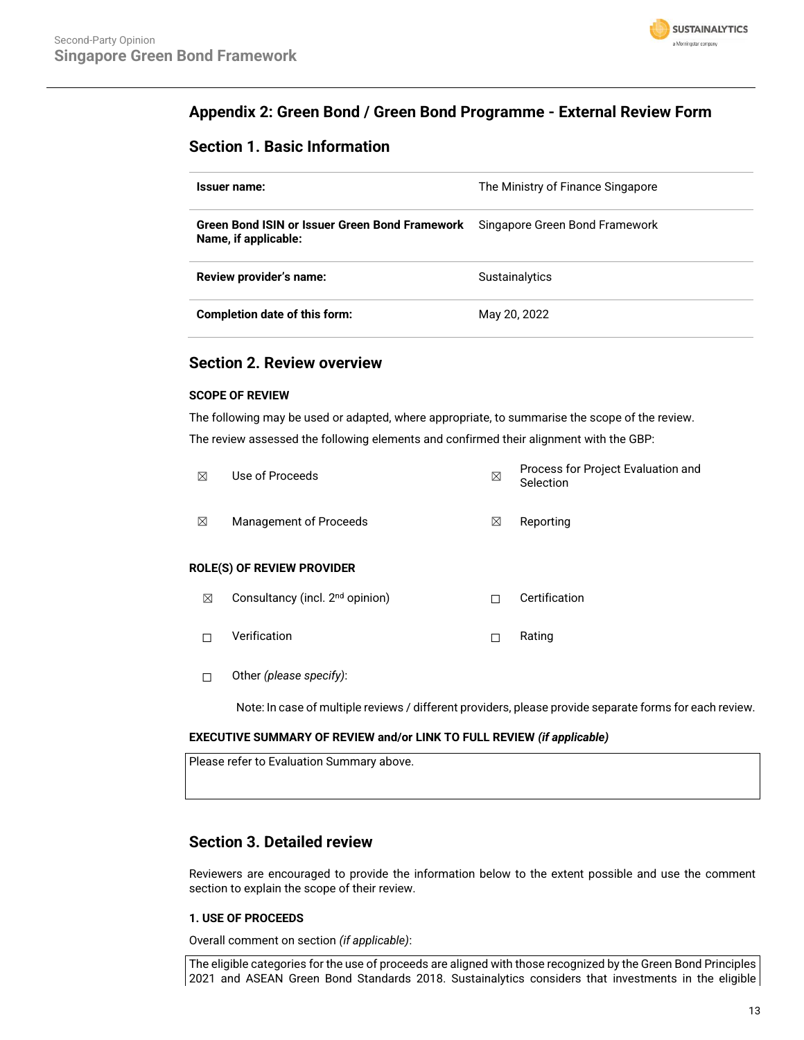## Appendix 2: Green Bond / Green Bond Programme - External Review Form

### Section 1. Basic Information

| | |
|---|---|
| **Issuer name:** | The Ministry of Finance Singapore |
| **Green Bond ISIN or Issuer Green Bond Framework Name, if applicable:** | Singapore Green Bond Framework |
| **Review provider's name:** | Sustainalytics |
| **Completion date of this form:** | May 20, 2022 |

### Section 2. Review overview

**SCOPE OF REVIEW**

The following may be used or adapted, where appropriate, to summarise the scope of the review.

The review assessed the following elements and confirmed their alignment with the GBP:

☒ Use of Proceeds

☒ Process for Project Evaluation and Selection

☒ Management of Proceeds

☒ Reporting

**ROLE(S) OF REVIEW PROVIDER**

☒ Consultancy (incl. 2nd opinion)

☐ Certification

☐ Verification

☐ Rating

☐ Other *(please specify)*:

Note: In case of multiple reviews / different providers, please provide separate forms for each review.

**EXECUTIVE SUMMARY OF REVIEW and/or LINK TO FULL REVIEW *(if applicable)***

Please refer to Evaluation Summary above.

### Section 3. Detailed review

Reviewers are encouraged to provide the information below to the extent possible and use the comment section to explain the scope of their review.

**1. USE OF PROCEEDS**

Overall comment on section *(if applicable)*:

The eligible categories for the use of proceeds are aligned with those recognized by the Green Bond Principles 2021 and ASEAN Green Bond Standards 2018. Sustainalytics considers that investments in the eligible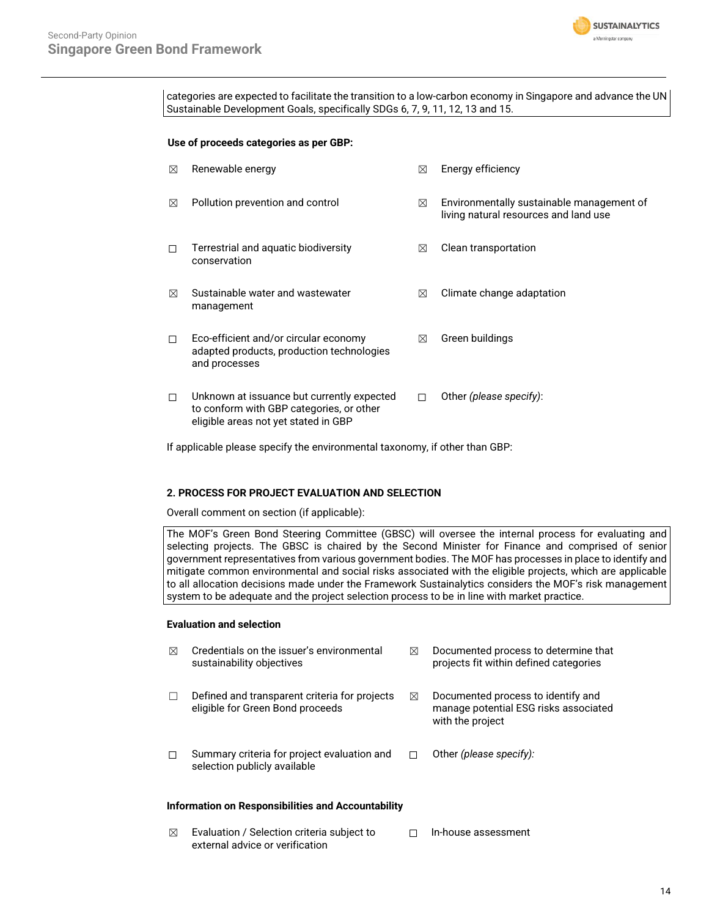categories are expected to facilitate the transition to a low-carbon economy in Singapore and advance the UN Sustainable Development Goals, specifically SDGs 6, 7, 9, 11, 12, 13 and 15.

**Use of proceeds categories as per GBP:**

- ☒ Renewable energy
- ☒ Energy efficiency
- ☒ Pollution prevention and control
- ☒ Environmentally sustainable management of living natural resources and land use
- ☐ Terrestrial and aquatic biodiversity conservation
- ☒ Clean transportation
- ☒ Sustainable water and wastewater management
- ☒ Climate change adaptation
- ☐ Eco-efficient and/or circular economy adapted products, production technologies and processes
- ☒ Green buildings
- ☐ Unknown at issuance but currently expected to conform with GBP categories, or other eligible areas not yet stated in GBP
- ☐ Other *(please specify)*:

If applicable please specify the environmental taxonomy, if other than GBP:

**2. PROCESS FOR PROJECT EVALUATION AND SELECTION**

Overall comment on section (if applicable):

The MOF's Green Bond Steering Committee (GBSC) will oversee the internal process for evaluating and selecting projects. The GBSC is chaired by the Second Minister for Finance and comprised of senior government representatives from various government bodies. The MOF has processes in place to identify and mitigate common environmental and social risks associated with the eligible projects, which are applicable to all allocation decisions made under the Framework Sustainalytics considers the MOF's risk management system to be adequate and the project selection process to be in line with market practice.

**Evaluation and selection**

- ☒ Credentials on the issuer's environmental sustainability objectives
- ☒ Documented process to determine that projects fit within defined categories
- ☐ Defined and transparent criteria for projects eligible for Green Bond proceeds
- ☒ Documented process to identify and manage potential ESG risks associated with the project
- ☐ Summary criteria for project evaluation and selection publicly available
- ☐ Other *(please specify)*:

**Information on Responsibilities and Accountability**

- ☒ Evaluation / Selection criteria subject to external advice or verification
- ☐ In-house assessment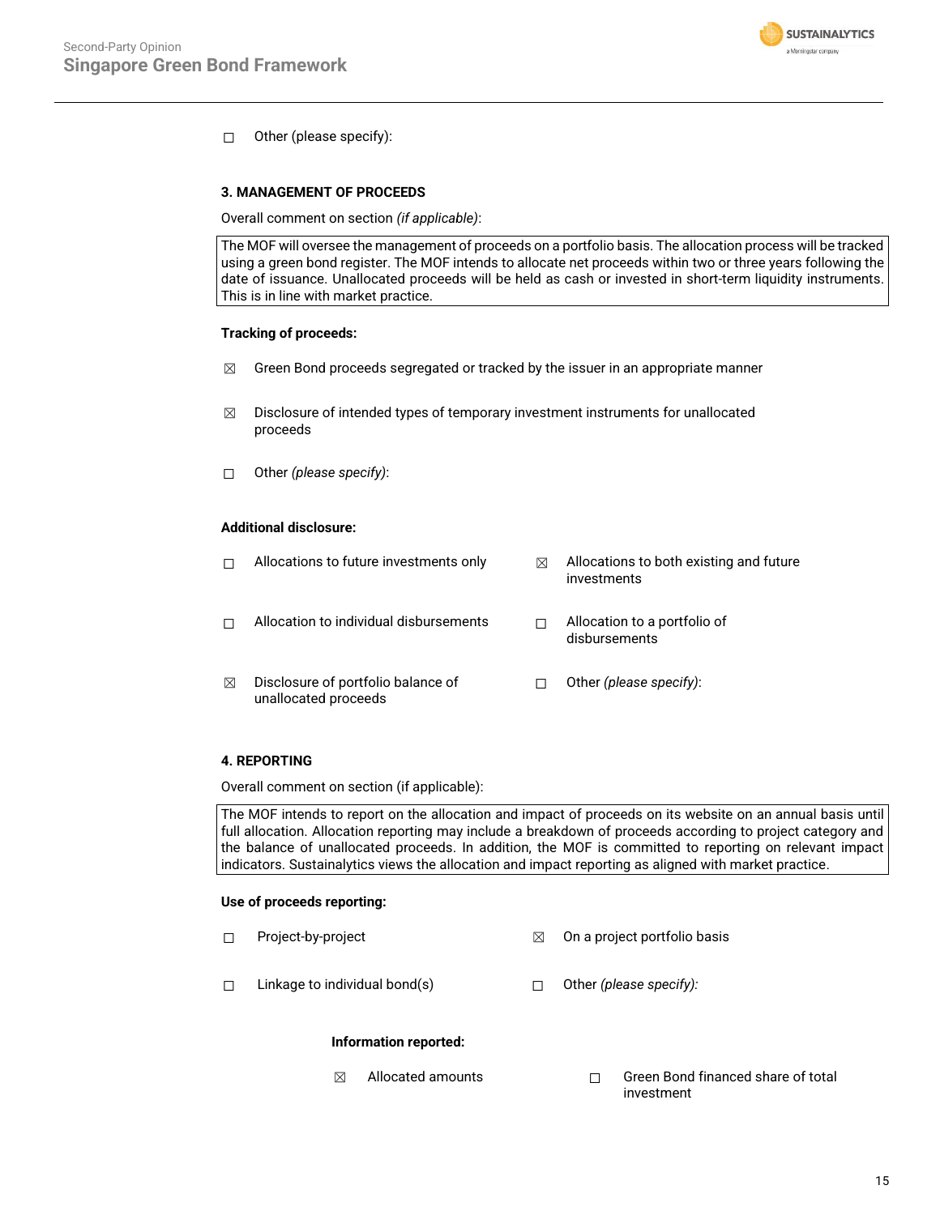☐ Other (please specify):

**3. MANAGEMENT OF PROCEEDS**

Overall comment on section *(if applicable)*:

| The MOF will oversee the management of proceeds on a portfolio basis. The allocation process will be tracked using a green bond register. The MOF intends to allocate net proceeds within two or three years following the date of issuance. Unallocated proceeds will be held as cash or invested in short-term liquidity instruments. This is in line with market practice. |
|---|

**Tracking of proceeds:**

☒ Green Bond proceeds segregated or tracked by the issuer in an appropriate manner

☒ Disclosure of intended types of temporary investment instruments for unallocated proceeds

☐ Other *(please specify)*:

**Additional disclosure:**

| | |
|---|---|
| ☐ Allocations to future investments only | ☒ Allocations to both existing and future investments |
| ☐ Allocation to individual disbursements | ☐ Allocation to a portfolio of disbursements |
| ☒ Disclosure of portfolio balance of unallocated proceeds | ☐ Other *(please specify)*: |

**4. REPORTING**

Overall comment on section (if applicable):

| The MOF intends to report on the allocation and impact of proceeds on its website on an annual basis until full allocation. Allocation reporting may include a breakdown of proceeds according to project category and the balance of unallocated proceeds. In addition, the MOF is committed to reporting on relevant impact indicators. Sustainalytics views the allocation and impact reporting as aligned with market practice. |
|---|

**Use of proceeds reporting:**

| | |
|---|---|
| ☐ Project-by-project | ☒ On a project portfolio basis |
| ☐ Linkage to individual bond(s) | ☐ Other *(please specify):* |

**Information reported:**

| | |
|---|---|
| ☒ Allocated amounts | ☐ Green Bond financed share of total investment |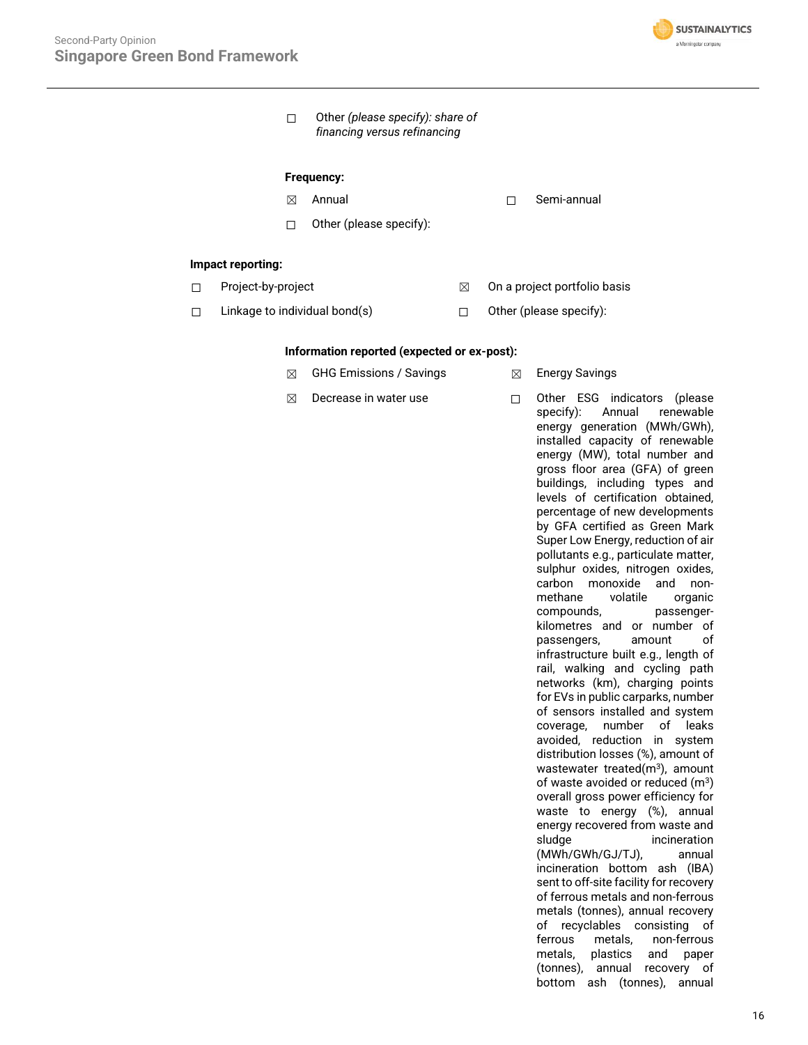☐ Other *(please specify): share of financing versus refinancing*

**Frequency:**

☒ Annual

☐ Semi-annual

☐ Other (please specify):

**Impact reporting:**

☐ Project-by-project

☒ On a project portfolio basis

☐ Linkage to individual bond(s)

☐ Other (please specify):

**Information reported (expected or ex-post):**

☒ GHG Emissions / Savings

☒ Energy Savings

☒ Decrease in water use

☐ Other ESG indicators (please specify): Annual renewable energy generation (MWh/GWh), installed capacity of renewable energy (MW), total number and gross floor area (GFA) of green buildings, including types and levels of certification obtained, percentage of new developments by GFA certified as Green Mark Super Low Energy, reduction of air pollutants e.g., particulate matter, sulphur oxides, nitrogen oxides, carbon monoxide and non-methane volatile organic compounds, passenger-kilometres and or number of passengers, amount of infrastructure built e.g., length of rail, walking and cycling path networks (km), charging points for EVs in public carparks, number of sensors installed and system coverage, number of leaks avoided, reduction in system distribution losses (%), amount of wastewater treated($m^3$), amount of waste avoided or reduced ($m^3$) overall gross power efficiency for waste to energy (%), annual energy recovered from waste and sludge incineration (MWh/GWh/GJ/TJ), annual incineration bottom ash (IBA) sent to off-site facility for recovery of ferrous metals and non-ferrous metals (tonnes), annual recovery of recyclables consisting of ferrous metals, non-ferrous metals, plastics and paper (tonnes), annual recovery of bottom ash (tonnes), annual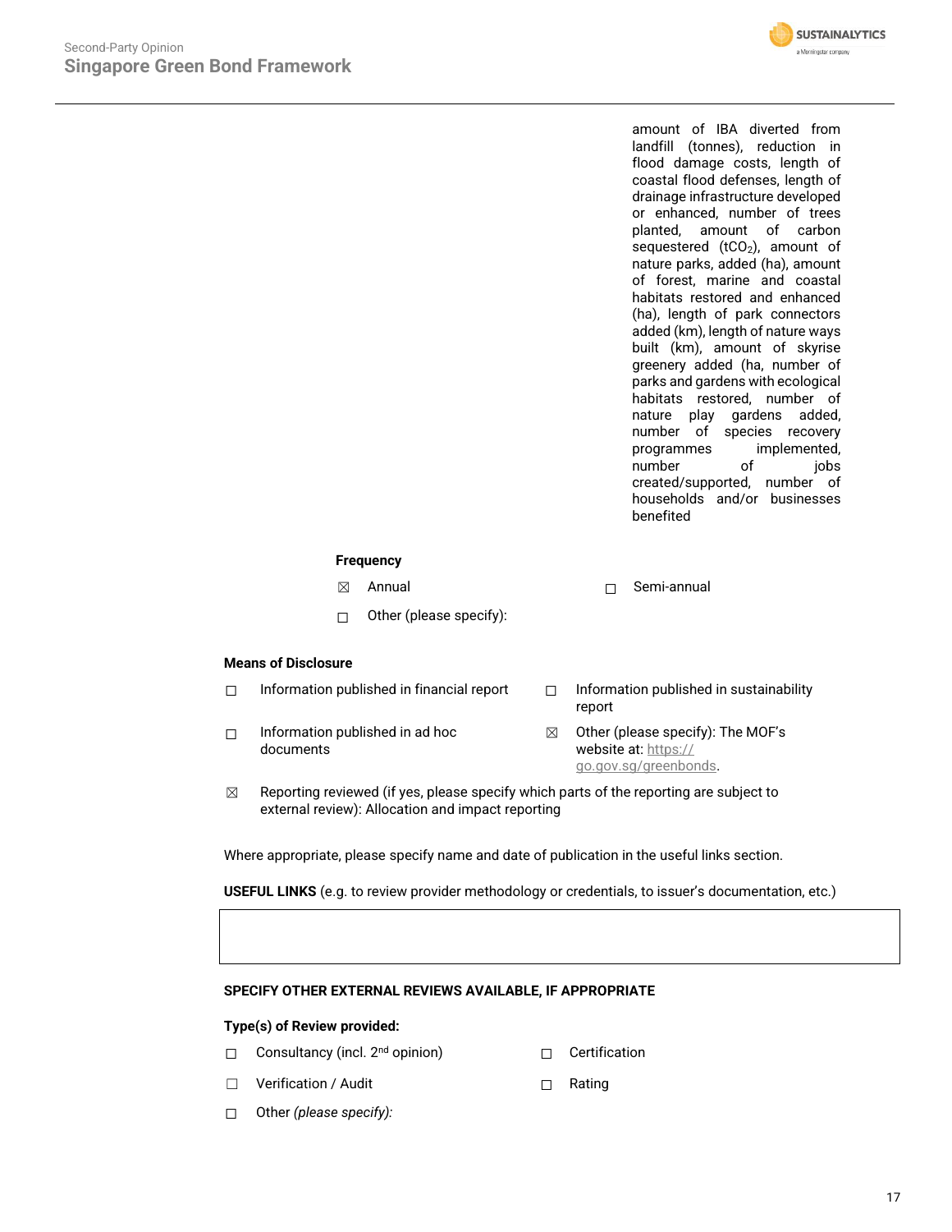amount of IBA diverted from landfill (tonnes), reduction in flood damage costs, length of coastal flood defenses, length of drainage infrastructure developed or enhanced, number of trees planted, amount of carbon sequestered ($tCO_2$), amount of nature parks, added (ha), amount of forest, marine and coastal habitats restored and enhanced (ha), length of park connectors added (km), length of nature ways built (km), amount of skyrise greenery added (ha, number of parks and gardens with ecological habitats restored, number of nature play gardens added, number of species recovery programmes implemented, number of jobs created/supported, number of households and/or businesses benefited

**Frequency**

☒ Annual

☐ Semi-annual

☐ Other (please specify):

**Means of Disclosure**

☐ Information published in financial report

☐ Information published in sustainability report

☐ Information published in ad hoc documents

☒ Other (please specify): The MOF's website at: https://go.gov.sg/greenbonds.

☒ Reporting reviewed (if yes, please specify which parts of the reporting are subject to external review): Allocation and impact reporting

Where appropriate, please specify name and date of publication in the useful links section.

**USEFUL LINKS** (e.g. to review provider methodology or credentials, to issuer's documentation, etc.)

|  |
|---|
|  |

**SPECIFY OTHER EXTERNAL REVIEWS AVAILABLE, IF APPROPRIATE**

**Type(s) of Review provided:**

☐ Consultancy (incl. 2nd opinion)

☐ Certification

☐ Verification / Audit

☐ Rating

☐ Other *(please specify):*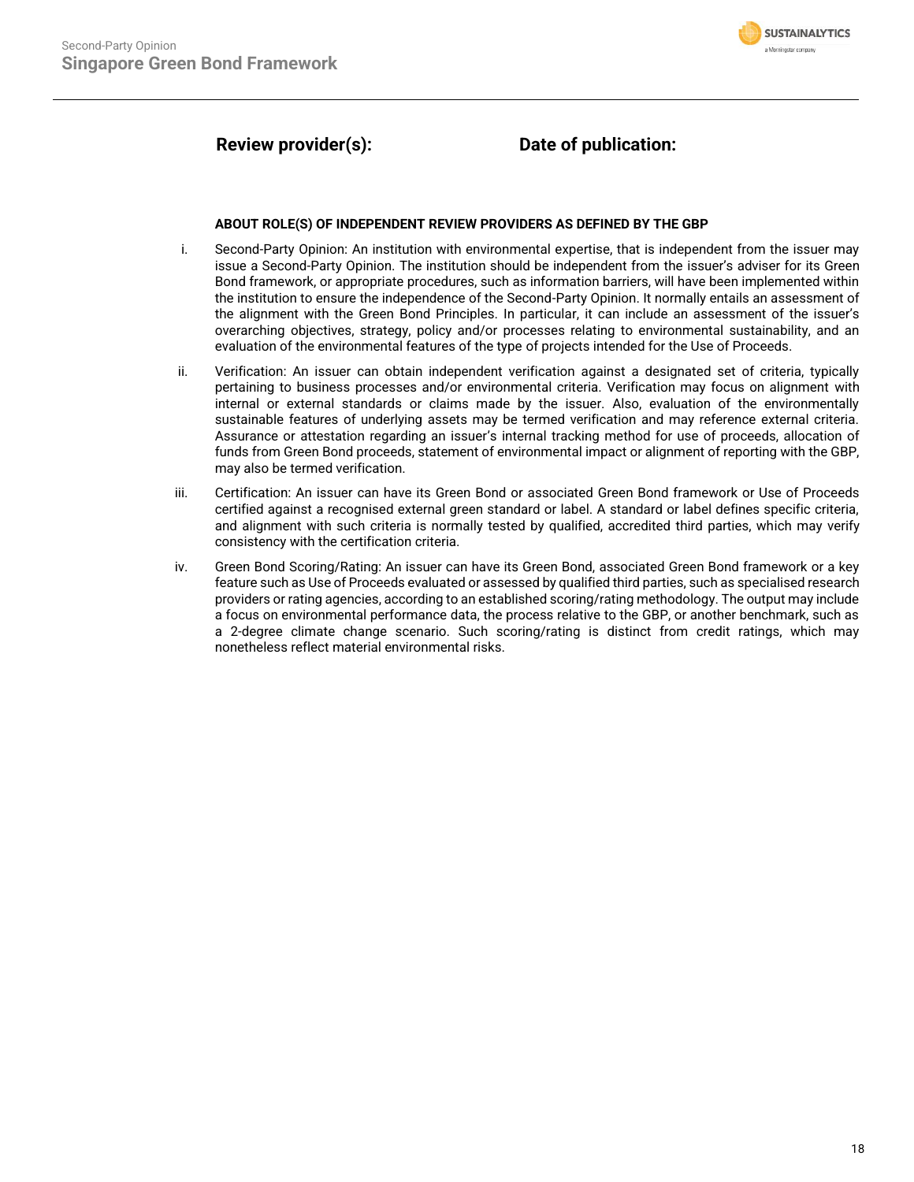**Review provider(s):** **Date of publication:**

**ABOUT ROLE(S) OF INDEPENDENT REVIEW PROVIDERS AS DEFINED BY THE GBP**

i. Second-Party Opinion: An institution with environmental expertise, that is independent from the issuer may issue a Second-Party Opinion. The institution should be independent from the issuer's adviser for its Green Bond framework, or appropriate procedures, such as information barriers, will have been implemented within the institution to ensure the independence of the Second-Party Opinion. It normally entails an assessment of the alignment with the Green Bond Principles. In particular, it can include an assessment of the issuer's overarching objectives, strategy, policy and/or processes relating to environmental sustainability, and an evaluation of the environmental features of the type of projects intended for the Use of Proceeds.

ii. Verification: An issuer can obtain independent verification against a designated set of criteria, typically pertaining to business processes and/or environmental criteria. Verification may focus on alignment with internal or external standards or claims made by the issuer. Also, evaluation of the environmentally sustainable features of underlying assets may be termed verification and may reference external criteria. Assurance or attestation regarding an issuer's internal tracking method for use of proceeds, allocation of funds from Green Bond proceeds, statement of environmental impact or alignment of reporting with the GBP, may also be termed verification.

iii. Certification: An issuer can have its Green Bond or associated Green Bond framework or Use of Proceeds certified against a recognised external green standard or label. A standard or label defines specific criteria, and alignment with such criteria is normally tested by qualified, accredited third parties, which may verify consistency with the certification criteria.

iv. Green Bond Scoring/Rating: An issuer can have its Green Bond, associated Green Bond framework or a key feature such as Use of Proceeds evaluated or assessed by qualified third parties, such as specialised research providers or rating agencies, according to an established scoring/rating methodology. The output may include a focus on environmental performance data, the process relative to the GBP, or another benchmark, such as a 2-degree climate change scenario. Such scoring/rating is distinct from credit ratings, which may nonetheless reflect material environmental risks.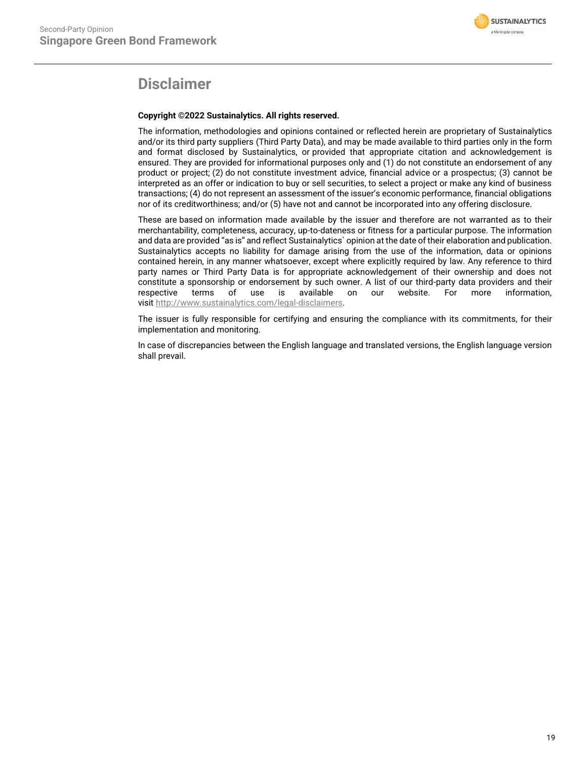# Disclaimer

**Copyright ©2022 Sustainalytics. All rights reserved.**

The information, methodologies and opinions contained or reflected herein are proprietary of Sustainalytics and/or its third party suppliers (Third Party Data), and may be made available to third parties only in the form and format disclosed by Sustainalytics, or provided that appropriate citation and acknowledgement is ensured. They are provided for informational purposes only and (1) do not constitute an endorsement of any product or project; (2) do not constitute investment advice, financial advice or a prospectus; (3) cannot be interpreted as an offer or indication to buy or sell securities, to select a project or make any kind of business transactions; (4) do not represent an assessment of the issuer's economic performance, financial obligations nor of its creditworthiness; and/or (5) have not and cannot be incorporated into any offering disclosure.

These are based on information made available by the issuer and therefore are not warranted as to their merchantability, completeness, accuracy, up-to-dateness or fitness for a particular purpose. The information and data are provided "as is" and reflect Sustainalytics` opinion at the date of their elaboration and publication. Sustainalytics accepts no liability for damage arising from the use of the information, data or opinions contained herein, in any manner whatsoever, except where explicitly required by law. Any reference to third party names or Third Party Data is for appropriate acknowledgement of their ownership and does not constitute a sponsorship or endorsement by such owner. A list of our third-party data providers and their respective terms of use is available on our website. For more information, visit http://www.sustainalytics.com/legal-disclaimers.

The issuer is fully responsible for certifying and ensuring the compliance with its commitments, for their implementation and monitoring.

In case of discrepancies between the English language and translated versions, the English language version shall prevail.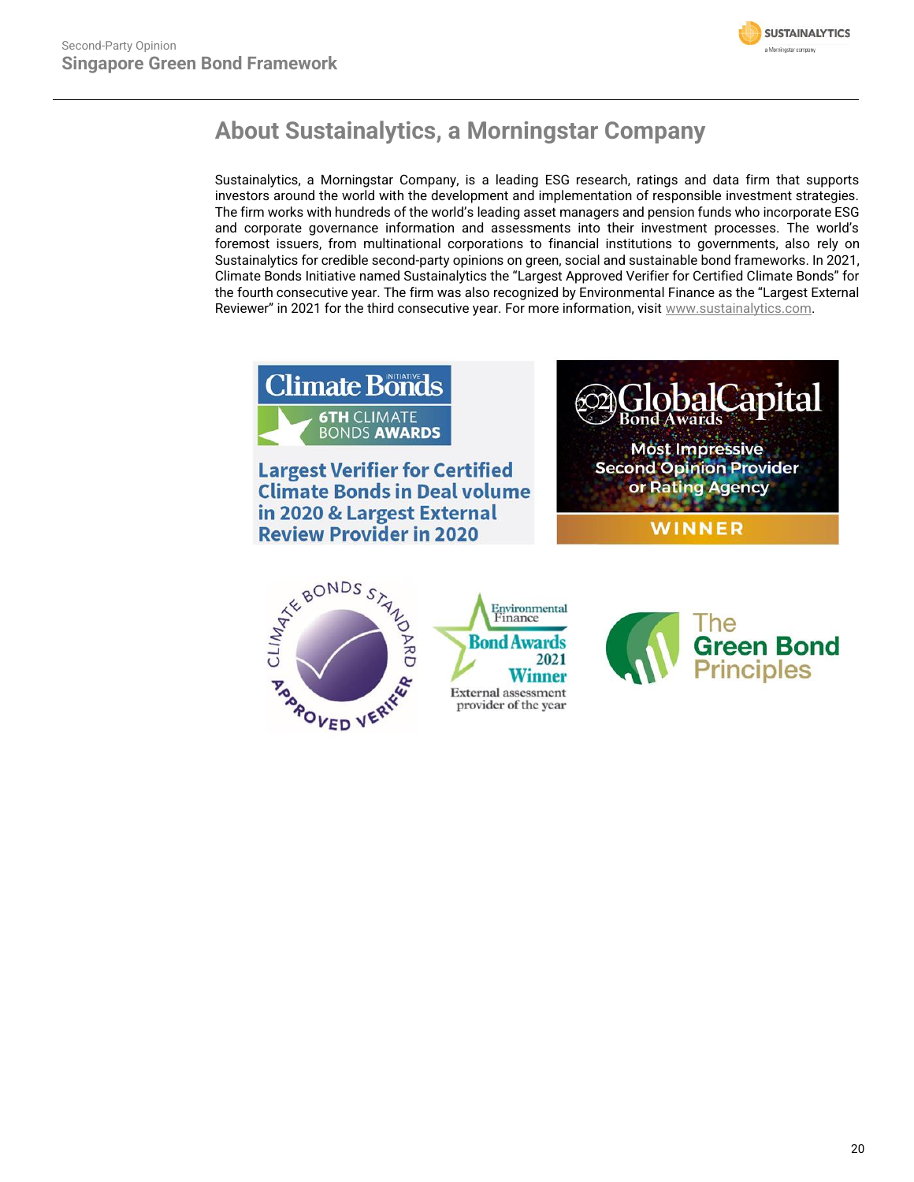## About Sustainalytics, a Morningstar Company

Sustainalytics, a Morningstar Company, is a leading ESG research, ratings and data firm that supports investors around the world with the development and implementation of responsible investment strategies. The firm works with hundreds of the world's leading asset managers and pension funds who incorporate ESG and corporate governance information and assessments into their investment processes. The world's foremost issuers, from multinational corporations to financial institutions to governments, also rely on Sustainalytics for credible second-party opinions on green, social and sustainable bond frameworks. In 2021, Climate Bonds Initiative named Sustainalytics the "Largest Approved Verifier for Certified Climate Bonds" for the fourth consecutive year. The firm was also recognized by Environmental Finance as the "Largest External Reviewer" in 2021 for the third consecutive year. For more information, visit www.sustainalytics.com.

Climate Bonds Initiative 6TH CLIMATE BONDS AWARDS

Largest Verifier for Certified Climate Bonds in Deal volume in 2020 & Largest External Review Provider in 2020

2021 GlobalCapital Bond Awards

Most Impressive Second Opinion Provider or Rating Agency

WINNER

CLIMATE BONDS STANDARD APPROVED VERIFIER

Environmental Finance Bond Awards 2021 Winner

External assessment provider of the year

The Green Bond Principles